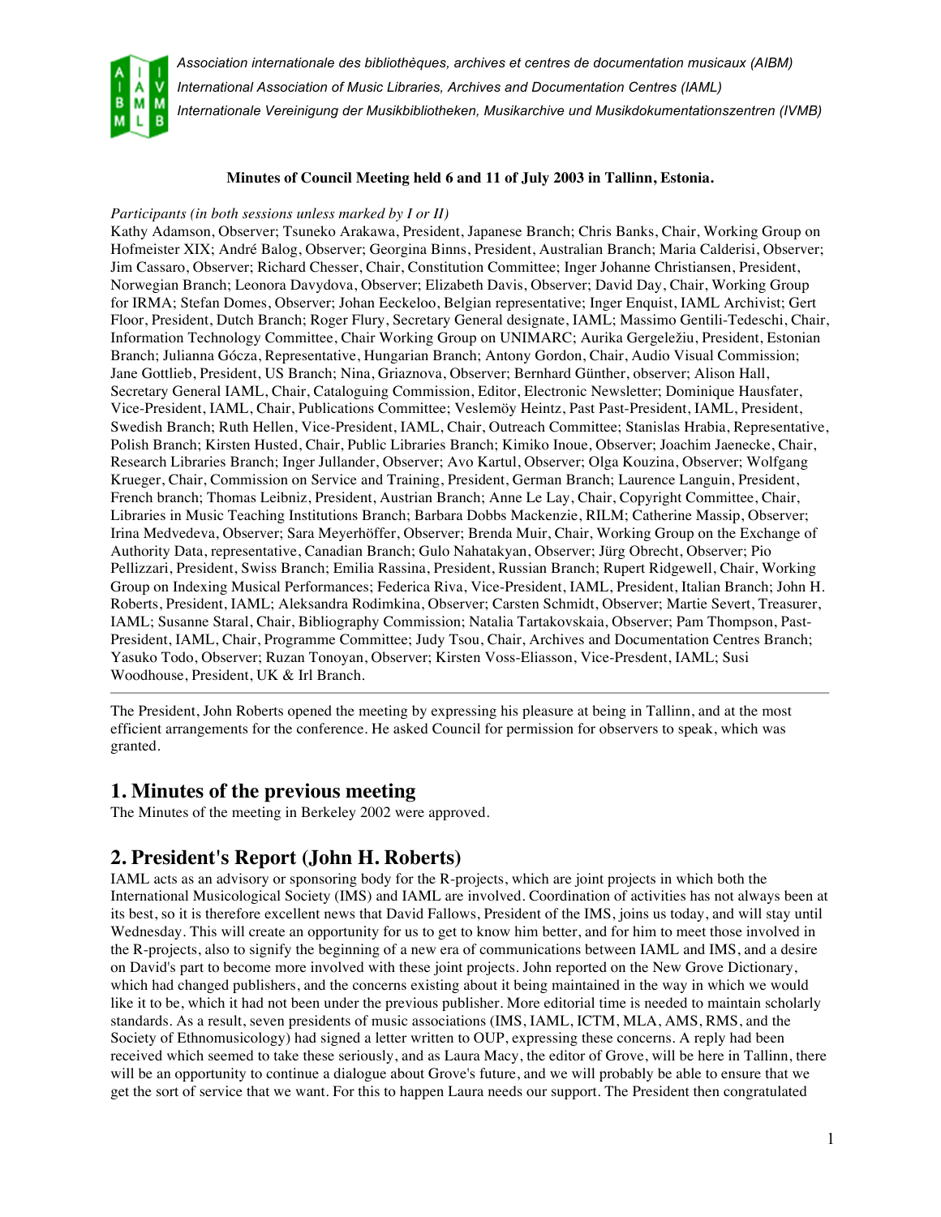*Association internationale des bibliothèques, archives et centres de documentation musicaux (AIBM)*
*International Association of Music Libraries, Archives and Documentation Centres (IAML)*
*Internationale Vereinigung der Musikbibliotheken, Musikarchive und Musikdokumentationszentren (IVMB)*

**Minutes of Council Meeting held 6 and 11 of July 2003 in Tallinn, Estonia.**

*Participants (in both sessions unless marked by I or II)*
Kathy Adamson, Observer; Tsuneko Arakawa, President, Japanese Branch; Chris Banks, Chair, Working Group on Hofmeister XIX; André Balog, Observer; Georgina Binns, President, Australian Branch; Maria Calderisi, Observer; Jim Cassaro, Observer; Richard Chesser, Chair, Constitution Committee; Inger Johanne Christiansen, President, Norwegian Branch; Leonora Davydova, Observer; Elizabeth Davis, Observer; David Day, Chair, Working Group for IRMA; Stefan Domes, Observer; Johan Eeckeloo, Belgian representative; Inger Enquist, IAML Archivist; Gert Floor, President, Dutch Branch; Roger Flury, Secretary General designate, IAML; Massimo Gentili-Tedeschi, Chair, Information Technology Committee, Chair Working Group on UNIMARC; Aurika Gergeležiu, President, Estonian Branch; Julianna Gócza, Representative, Hungarian Branch; Antony Gordon, Chair, Audio Visual Commission; Jane Gottlieb, President, US Branch; Nina, Griaznova, Observer; Bernhard Günther, observer; Alison Hall, Secretary General IAML, Chair, Cataloguing Commission, Editor, Electronic Newsletter; Dominique Hausfater, Vice-President, IAML, Chair, Publications Committee; Veslemöy Heintz, Past Past-President, IAML, President, Swedish Branch; Ruth Hellen, Vice-President, IAML, Chair, Outreach Committee; Stanislas Hrabia, Representative, Polish Branch; Kirsten Husted, Chair, Public Libraries Branch; Kimiko Inoue, Observer; Joachim Jaenecke, Chair, Research Libraries Branch; Inger Jullander, Observer; Avo Kartul, Observer; Olga Kouzina, Observer; Wolfgang Krueger, Chair, Commission on Service and Training, President, German Branch; Laurence Languin, President, French branch; Thomas Leibniz, President, Austrian Branch; Anne Le Lay, Chair, Copyright Committee, Chair, Libraries in Music Teaching Institutions Branch; Barbara Dobbs Mackenzie, RILM; Catherine Massip, Observer; Irina Medvedeva, Observer; Sara Meyerhöffer, Observer; Brenda Muir, Chair, Working Group on the Exchange of Authority Data, representative, Canadian Branch; Gulo Nahatakyan, Observer; Jürg Obrecht, Observer; Pio Pellizzari, President, Swiss Branch; Emilia Rassina, President, Russian Branch; Rupert Ridgewell, Chair, Working Group on Indexing Musical Performances; Federica Riva, Vice-President, IAML, President, Italian Branch; John H. Roberts, President, IAML; Aleksandra Rodimkina, Observer; Carsten Schmidt, Observer; Martie Severt, Treasurer, IAML; Susanne Staral, Chair, Bibliography Commission; Natalia Tartakovskaia, Observer; Pam Thompson, Past-President, IAML, Chair, Programme Committee; Judy Tsou, Chair, Archives and Documentation Centres Branch; Yasuko Todo, Observer; Ruzan Tonoyan, Observer; Kirsten Voss-Eliasson, Vice-Presdent, IAML; Susi Woodhouse, President, UK & Irl Branch.

---

The President, John Roberts opened the meeting by expressing his pleasure at being in Tallinn, and at the most efficient arrangements for the conference. He asked Council for permission for observers to speak, which was granted.

## 1. Minutes of the previous meeting

The Minutes of the meeting in Berkeley 2002 were approved.

## 2. President's Report (John H. Roberts)

IAML acts as an advisory or sponsoring body for the R-projects, which are joint projects in which both the International Musicological Society (IMS) and IAML are involved. Coordination of activities has not always been at its best, so it is therefore excellent news that David Fallows, President of the IMS, joins us today, and will stay until Wednesday. This will create an opportunity for us to get to know him better, and for him to meet those involved in the R-projects, also to signify the beginning of a new era of communications between IAML and IMS, and a desire on David's part to become more involved with these joint projects. John reported on the New Grove Dictionary, which had changed publishers, and the concerns existing about it being maintained in the way in which we would like it to be, which it had not been under the previous publisher. More editorial time is needed to maintain scholarly standards. As a result, seven presidents of music associations (IMS, IAML, ICTM, MLA, AMS, RMS, and the Society of Ethnomusicology) had signed a letter written to OUP, expressing these concerns. A reply had been received which seemed to take these seriously, and as Laura Macy, the editor of Grove, will be here in Tallinn, there will be an opportunity to continue a dialogue about Grove's future, and we will probably be able to ensure that we get the sort of service that we want. For this to happen Laura needs our support. The President then congratulated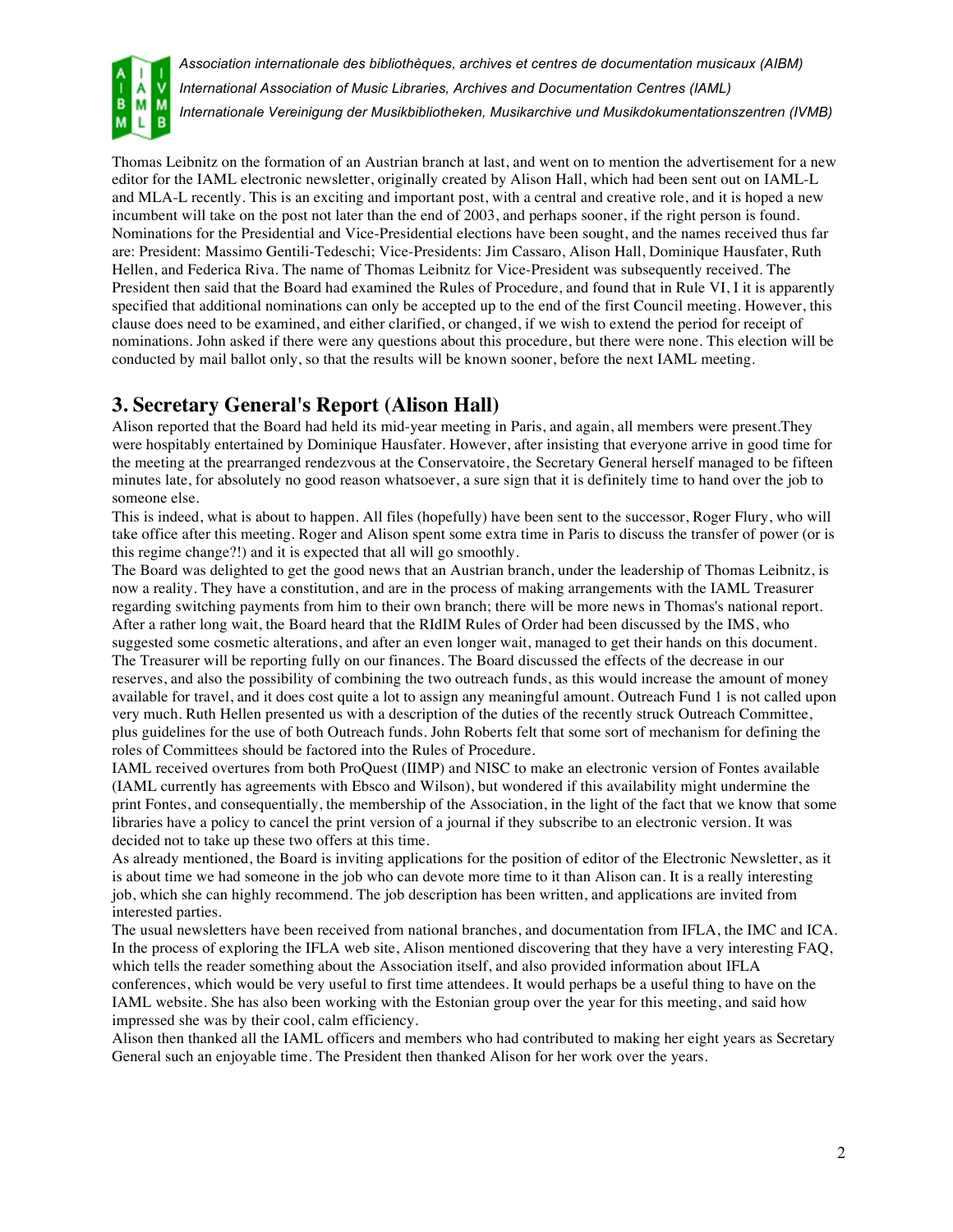Thomas Leibnitz on the formation of an Austrian branch at last, and went on to mention the advertisement for a new editor for the IAML electronic newsletter, originally created by Alison Hall, which had been sent out on IAML-L and MLA-L recently. This is an exciting and important post, with a central and creative role, and it is hoped a new incumbent will take on the post not later than the end of 2003, and perhaps sooner, if the right person is found. Nominations for the Presidential and Vice-Presidential elections have been sought, and the names received thus far are: President: Massimo Gentili-Tedeschi; Vice-Presidents: Jim Cassaro, Alison Hall, Dominique Hausfater, Ruth Hellen, and Federica Riva. The name of Thomas Leibnitz for Vice-President was subsequently received. The President then said that the Board had examined the Rules of Procedure, and found that in Rule VI, I it is apparently specified that additional nominations can only be accepted up to the end of the first Council meeting. However, this clause does need to be examined, and either clarified, or changed, if we wish to extend the period for receipt of nominations. John asked if there were any questions about this procedure, but there were none. This election will be conducted by mail ballot only, so that the results will be known sooner, before the next IAML meeting.

## 3. Secretary General's Report (Alison Hall)

Alison reported that the Board had held its mid-year meeting in Paris, and again, all members were present.They were hospitably entertained by Dominique Hausfater. However, after insisting that everyone arrive in good time for the meeting at the prearranged rendezvous at the Conservatoire, the Secretary General herself managed to be fifteen minutes late, for absolutely no good reason whatsoever, a sure sign that it is definitely time to hand over the job to someone else.

This is indeed, what is about to happen. All files (hopefully) have been sent to the successor, Roger Flury, who will take office after this meeting. Roger and Alison spent some extra time in Paris to discuss the transfer of power (or is this regime change?!) and it is expected that all will go smoothly.

The Board was delighted to get the good news that an Austrian branch, under the leadership of Thomas Leibnitz, is now a reality. They have a constitution, and are in the process of making arrangements with the IAML Treasurer regarding switching payments from him to their own branch; there will be more news in Thomas's national report.

After a rather long wait, the Board heard that the RIdIM Rules of Order had been discussed by the IMS, who suggested some cosmetic alterations, and after an even longer wait, managed to get their hands on this document.

The Treasurer will be reporting fully on our finances. The Board discussed the effects of the decrease in our reserves, and also the possibility of combining the two outreach funds, as this would increase the amount of money available for travel, and it does cost quite a lot to assign any meaningful amount. Outreach Fund 1 is not called upon very much. Ruth Hellen presented us with a description of the duties of the recently struck Outreach Committee, plus guidelines for the use of both Outreach funds. John Roberts felt that some sort of mechanism for defining the roles of Committees should be factored into the Rules of Procedure.

IAML received overtures from both ProQuest (IIMP) and NISC to make an electronic version of Fontes available (IAML currently has agreements with Ebsco and Wilson), but wondered if this availability might undermine the print Fontes, and consequentially, the membership of the Association, in the light of the fact that we know that some libraries have a policy to cancel the print version of a journal if they subscribe to an electronic version. It was decided not to take up these two offers at this time.

As already mentioned, the Board is inviting applications for the position of editor of the Electronic Newsletter, as it is about time we had someone in the job who can devote more time to it than Alison can. It is a really interesting job, which she can highly recommend. The job description has been written, and applications are invited from interested parties.

The usual newsletters have been received from national branches, and documentation from IFLA, the IMC and ICA. In the process of exploring the IFLA web site, Alison mentioned discovering that they have a very interesting FAQ, which tells the reader something about the Association itself, and also provided information about IFLA conferences, which would be very useful to first time attendees. It would perhaps be a useful thing to have on the IAML website. She has also been working with the Estonian group over the year for this meeting, and said how impressed she was by their cool, calm efficiency.

Alison then thanked all the IAML officers and members who had contributed to making her eight years as Secretary General such an enjoyable time. The President then thanked Alison for her work over the years.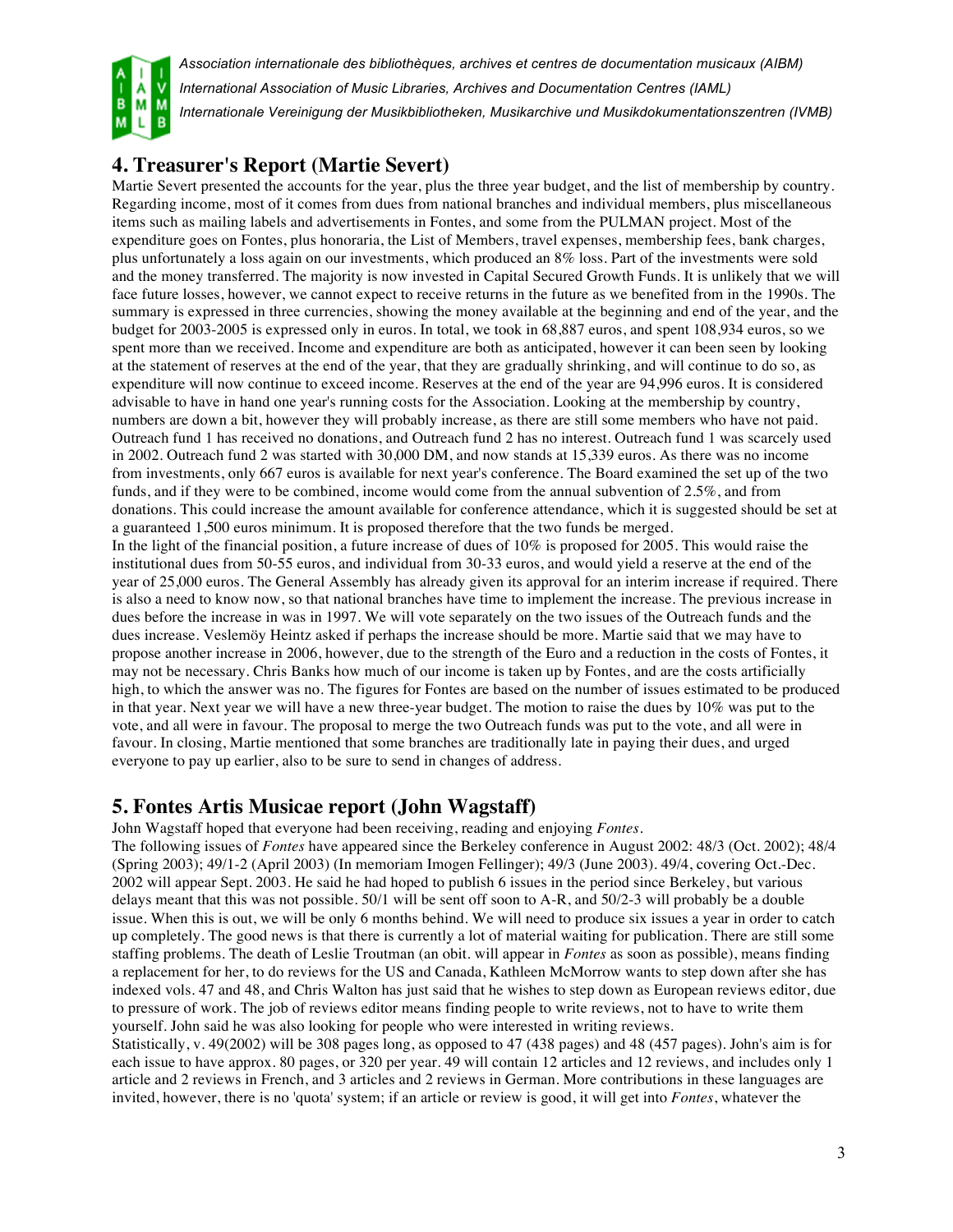## 4. Treasurer's Report (Martie Severt)

Martie Severt presented the accounts for the year, plus the three year budget, and the list of membership by country. Regarding income, most of it comes from dues from national branches and individual members, plus miscellaneous items such as mailing labels and advertisements in Fontes, and some from the PULMAN project. Most of the expenditure goes on Fontes, plus honoraria, the List of Members, travel expenses, membership fees, bank charges, plus unfortunately a loss again on our investments, which produced an 8% loss. Part of the investments were sold and the money transferred. The majority is now invested in Capital Secured Growth Funds. It is unlikely that we will face future losses, however, we cannot expect to receive returns in the future as we benefited from in the 1990s. The summary is expressed in three currencies, showing the money available at the beginning and end of the year, and the budget for 2003-2005 is expressed only in euros. In total, we took in 68,887 euros, and spent 108,934 euros, so we spent more than we received. Income and expenditure are both as anticipated, however it can been seen by looking at the statement of reserves at the end of the year, that they are gradually shrinking, and will continue to do so, as expenditure will now continue to exceed income. Reserves at the end of the year are 94,996 euros. It is considered advisable to have in hand one year's running costs for the Association. Looking at the membership by country, numbers are down a bit, however they will probably increase, as there are still some members who have not paid. Outreach fund 1 has received no donations, and Outreach fund 2 has no interest. Outreach fund 1 was scarcely used in 2002. Outreach fund 2 was started with 30,000 DM, and now stands at 15,339 euros. As there was no income from investments, only 667 euros is available for next year's conference. The Board examined the set up of the two funds, and if they were to be combined, income would come from the annual subvention of 2.5%, and from donations. This could increase the amount available for conference attendance, which it is suggested should be set at a guaranteed 1,500 euros minimum. It is proposed therefore that the two funds be merged.

In the light of the financial position, a future increase of dues of 10% is proposed for 2005. This would raise the institutional dues from 50-55 euros, and individual from 30-33 euros, and would yield a reserve at the end of the year of 25,000 euros. The General Assembly has already given its approval for an interim increase if required. There is also a need to know now, so that national branches have time to implement the increase. The previous increase in dues before the increase in was in 1997. We will vote separately on the two issues of the Outreach funds and the dues increase. Veslemöy Heintz asked if perhaps the increase should be more. Martie said that we may have to propose another increase in 2006, however, due to the strength of the Euro and a reduction in the costs of Fontes, it may not be necessary. Chris Banks how much of our income is taken up by Fontes, and are the costs artificially high, to which the answer was no. The figures for Fontes are based on the number of issues estimated to be produced in that year. Next year we will have a new three-year budget. The motion to raise the dues by 10% was put to the vote, and all were in favour. The proposal to merge the two Outreach funds was put to the vote, and all were in favour. In closing, Martie mentioned that some branches are traditionally late in paying their dues, and urged everyone to pay up earlier, also to be sure to send in changes of address.

## 5. Fontes Artis Musicae report (John Wagstaff)

John Wagstaff hoped that everyone had been receiving, reading and enjoying *Fontes*.

The following issues of *Fontes* have appeared since the Berkeley conference in August 2002: 48/3 (Oct. 2002); 48/4 (Spring 2003); 49/1-2 (April 2003) (In memoriam Imogen Fellinger); 49/3 (June 2003). 49/4, covering Oct.-Dec. 2002 will appear Sept. 2003. He said he had hoped to publish 6 issues in the period since Berkeley, but various delays meant that this was not possible. 50/1 will be sent off soon to A-R, and 50/2-3 will probably be a double issue. When this is out, we will be only 6 months behind. We will need to produce six issues a year in order to catch up completely. The good news is that there is currently a lot of material waiting for publication. There are still some staffing problems. The death of Leslie Troutman (an obit. will appear in *Fontes* as soon as possible), means finding a replacement for her, to do reviews for the US and Canada, Kathleen McMorrow wants to step down after she has indexed vols. 47 and 48, and Chris Walton has just said that he wishes to step down as European reviews editor, due to pressure of work. The job of reviews editor means finding people to write reviews, not to have to write them yourself. John said he was also looking for people who were interested in writing reviews.

Statistically, v. 49(2002) will be 308 pages long, as opposed to 47 (438 pages) and 48 (457 pages). John's aim is for each issue to have approx. 80 pages, or 320 per year. 49 will contain 12 articles and 12 reviews, and includes only 1 article and 2 reviews in French, and 3 articles and 2 reviews in German. More contributions in these languages are invited, however, there is no 'quota' system; if an article or review is good, it will get into *Fontes*, whatever the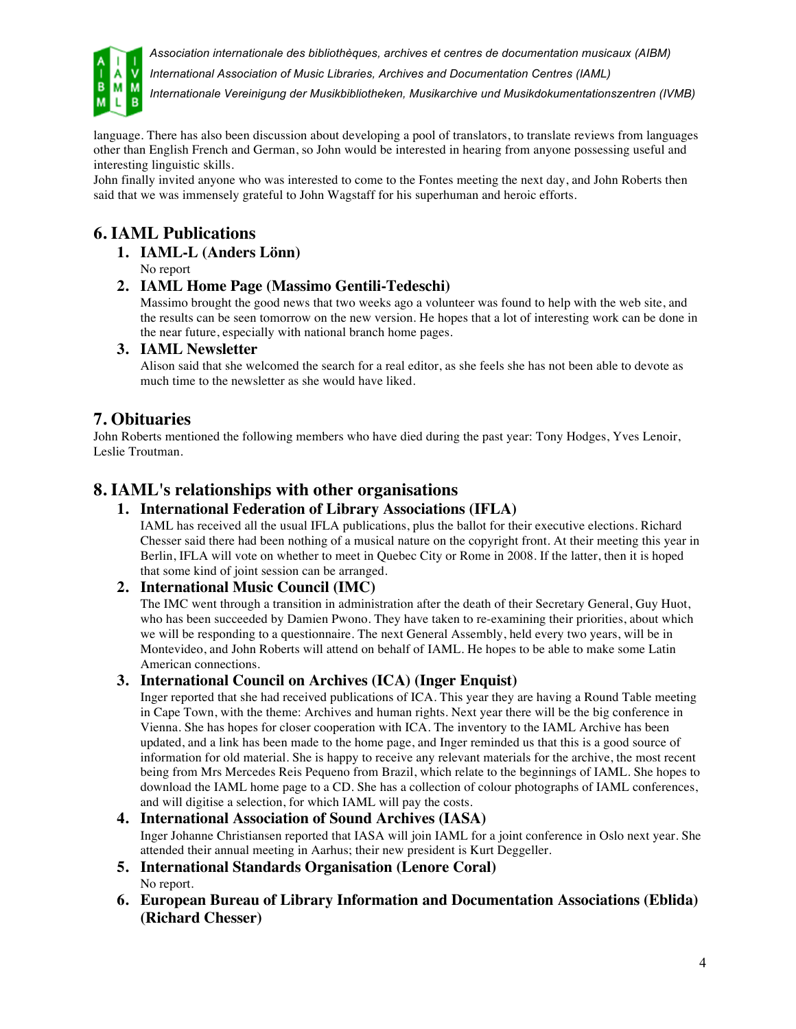language. There has also been discussion about developing a pool of translators, to translate reviews from languages other than English French and German, so John would be interested in hearing from anyone possessing useful and interesting linguistic skills.

John finally invited anyone who was interested to come to the Fontes meeting the next day, and John Roberts then said that we was immensely grateful to John Wagstaff for his superhuman and heroic efforts.

## 6. IAML Publications

1. **IAML-L (Anders Lönn)**

   No report

2. **IAML Home Page (Massimo Gentili-Tedeschi)**

   Massimo brought the good news that two weeks ago a volunteer was found to help with the web site, and the results can be seen tomorrow on the new version. He hopes that a lot of interesting work can be done in the near future, especially with national branch home pages.

3. **IAML Newsletter**

   Alison said that she welcomed the search for a real editor, as she feels she has not been able to devote as much time to the newsletter as she would have liked.

## 7. Obituaries

John Roberts mentioned the following members who have died during the past year: Tony Hodges, Yves Lenoir, Leslie Troutman.

## 8. IAML's relationships with other organisations

1. **International Federation of Library Associations (IFLA)**

   IAML has received all the usual IFLA publications, plus the ballot for their executive elections. Richard Chesser said there had been nothing of a musical nature on the copyright front. At their meeting this year in Berlin, IFLA will vote on whether to meet in Quebec City or Rome in 2008. If the latter, then it is hoped that some kind of joint session can be arranged.

2. **International Music Council (IMC)**

   The IMC went through a transition in administration after the death of their Secretary General, Guy Huot, who has been succeeded by Damien Pwono. They have taken to re-examining their priorities, about which we will be responding to a questionnaire. The next General Assembly, held every two years, will be in Montevideo, and John Roberts will attend on behalf of IAML. He hopes to be able to make some Latin American connections.

3. **International Council on Archives (ICA) (Inger Enquist)**

   Inger reported that she had received publications of ICA. This year they are having a Round Table meeting in Cape Town, with the theme: Archives and human rights. Next year there will be the big conference in Vienna. She has hopes for closer cooperation with ICA. The inventory to the IAML Archive has been updated, and a link has been made to the home page, and Inger reminded us that this is a good source of information for old material. She is happy to receive any relevant materials for the archive, the most recent being from Mrs Mercedes Reis Pequeno from Brazil, which relate to the beginnings of IAML. She hopes to download the IAML home page to a CD. She has a collection of colour photographs of IAML conferences, and will digitise a selection, for which IAML will pay the costs.

4. **International Association of Sound Archives (IASA)**

   Inger Johanne Christiansen reported that IASA will join IAML for a joint conference in Oslo next year. She attended their annual meeting in Aarhus; their new president is Kurt Deggeller.

5. **International Standards Organisation (Lenore Coral)**

   No report.

6. **European Bureau of Library Information and Documentation Associations (Eblida) (Richard Chesser)**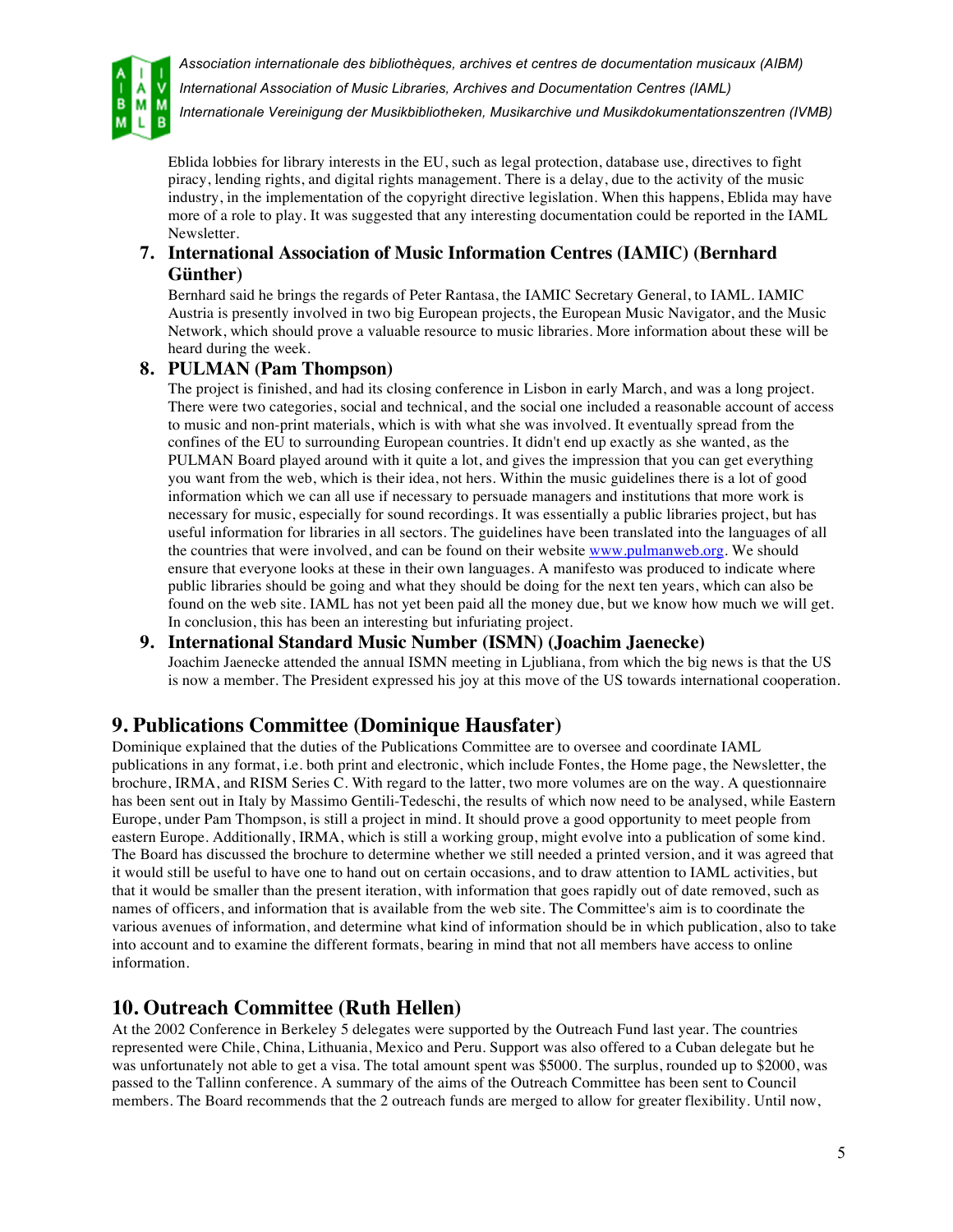Eblida lobbies for library interests in the EU, such as legal protection, database use, directives to fight piracy, lending rights, and digital rights management. There is a delay, due to the activity of the music industry, in the implementation of the copyright directive legislation. When this happens, Eblida may have more of a role to play. It was suggested that any interesting documentation could be reported in the IAML Newsletter.

7. **International Association of Music Information Centres (IAMIC) (Bernhard Günther)**
   Bernhard said he brings the regards of Peter Rantasa, the IAMIC Secretary General, to IAML. IAMIC Austria is presently involved in two big European projects, the European Music Navigator, and the Music Network, which should prove a valuable resource to music libraries. More information about these will be heard during the week.

8. **PULMAN (Pam Thompson)**
   The project is finished, and had its closing conference in Lisbon in early March, and was a long project. There were two categories, social and technical, and the social one included a reasonable account of access to music and non-print materials, which is with what she was involved. It eventually spread from the confines of the EU to surrounding European countries. It didn't end up exactly as she wanted, as the PULMAN Board played around with it quite a lot, and gives the impression that you can get everything you want from the web, which is their idea, not hers. Within the music guidelines there is a lot of good information which we can all use if necessary to persuade managers and institutions that more work is necessary for music, especially for sound recordings. It was essentially a public libraries project, but has useful information for libraries in all sectors. The guidelines have been translated into the languages of all the countries that were involved, and can be found on their website www.pulmanweb.org. We should ensure that everyone looks at these in their own languages. A manifesto was produced to indicate where public libraries should be going and what they should be doing for the next ten years, which can also be found on the web site. IAML has not yet been paid all the money due, but we know how much we will get. In conclusion, this has been an interesting but infuriating project.

9. **International Standard Music Number (ISMN) (Joachim Jaenecke)**
   Joachim Jaenecke attended the annual ISMN meeting in Ljubliana, from which the big news is that the US is now a member. The President expressed his joy at this move of the US towards international cooperation.

## 9. Publications Committee (Dominique Hausfater)

Dominique explained that the duties of the Publications Committee are to oversee and coordinate IAML publications in any format, i.e. both print and electronic, which include Fontes, the Home page, the Newsletter, the brochure, IRMA, and RISM Series C. With regard to the latter, two more volumes are on the way. A questionnaire has been sent out in Italy by Massimo Gentili-Tedeschi, the results of which now need to be analysed, while Eastern Europe, under Pam Thompson, is still a project in mind. It should prove a good opportunity to meet people from eastern Europe. Additionally, IRMA, which is still a working group, might evolve into a publication of some kind. The Board has discussed the brochure to determine whether we still needed a printed version, and it was agreed that it would still be useful to have one to hand out on certain occasions, and to draw attention to IAML activities, but that it would be smaller than the present iteration, with information that goes rapidly out of date removed, such as names of officers, and information that is available from the web site. The Committee's aim is to coordinate the various avenues of information, and determine what kind of information should be in which publication, also to take into account and to examine the different formats, bearing in mind that not all members have access to online information.

## 10. Outreach Committee (Ruth Hellen)

At the 2002 Conference in Berkeley 5 delegates were supported by the Outreach Fund last year. The countries represented were Chile, China, Lithuania, Mexico and Peru. Support was also offered to a Cuban delegate but he was unfortunately not able to get a visa. The total amount spent was $5000. The surplus, rounded up to $2000, was passed to the Tallinn conference. A summary of the aims of the Outreach Committee has been sent to Council members. The Board recommends that the 2 outreach funds are merged to allow for greater flexibility. Until now,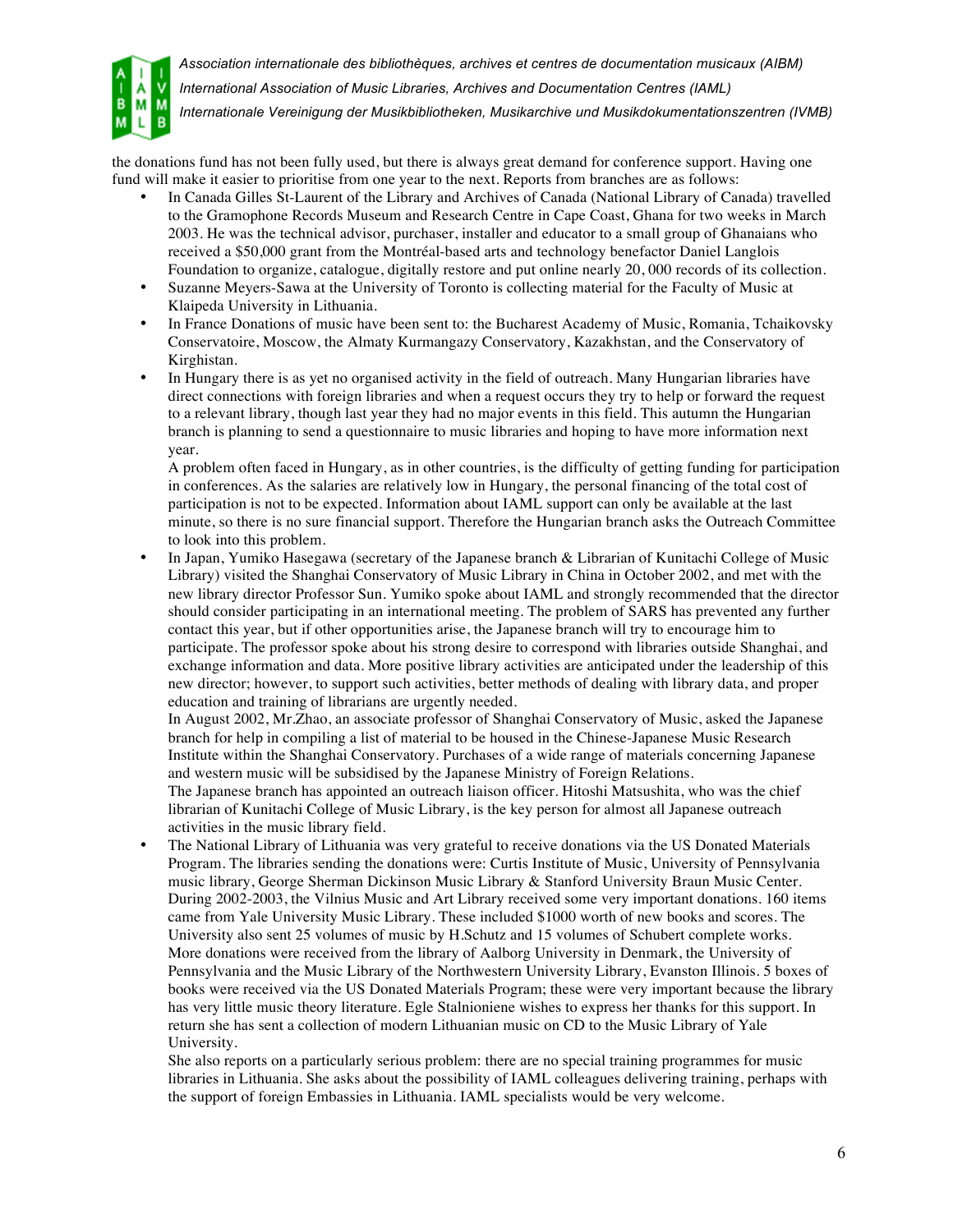the donations fund has not been fully used, but there is always great demand for conference support. Having one fund will make it easier to prioritise from one year to the next. Reports from branches are as follows:

- In Canada Gilles St-Laurent of the Library and Archives of Canada (National Library of Canada) travelled to the Gramophone Records Museum and Research Centre in Cape Coast, Ghana for two weeks in March 2003. He was the technical advisor, purchaser, installer and educator to a small group of Ghanaians who received a $50,000 grant from the Montréal-based arts and technology benefactor Daniel Langlois Foundation to organize, catalogue, digitally restore and put online nearly 20, 000 records of its collection.
- Suzanne Meyers-Sawa at the University of Toronto is collecting material for the Faculty of Music at Klaipeda University in Lithuania.
- In France Donations of music have been sent to: the Bucharest Academy of Music, Romania, Tchaikovsky Conservatoire, Moscow, the Almaty Kurmangazy Conservatory, Kazakhstan, and the Conservatory of Kirghistan.
- In Hungary there is as yet no organised activity in the field of outreach. Many Hungarian libraries have direct connections with foreign libraries and when a request occurs they try to help or forward the request to a relevant library, though last year they had no major events in this field. This autumn the Hungarian branch is planning to send a questionnaire to music libraries and hoping to have more information next year.
  A problem often faced in Hungary, as in other countries, is the difficulty of getting funding for participation in conferences. As the salaries are relatively low in Hungary, the personal financing of the total cost of participation is not to be expected. Information about IAML support can only be available at the last minute, so there is no sure financial support. Therefore the Hungarian branch asks the Outreach Committee to look into this problem.
- In Japan, Yumiko Hasegawa (secretary of the Japanese branch & Librarian of Kunitachi College of Music Library) visited the Shanghai Conservatory of Music Library in China in October 2002, and met with the new library director Professor Sun. Yumiko spoke about IAML and strongly recommended that the director should consider participating in an international meeting. The problem of SARS has prevented any further contact this year, but if other opportunities arise, the Japanese branch will try to encourage him to participate. The professor spoke about his strong desire to correspond with libraries outside Shanghai, and exchange information and data. More positive library activities are anticipated under the leadership of this new director; however, to support such activities, better methods of dealing with library data, and proper education and training of librarians are urgently needed.
  In August 2002, Mr.Zhao, an associate professor of Shanghai Conservatory of Music, asked the Japanese branch for help in compiling a list of material to be housed in the Chinese-Japanese Music Research Institute within the Shanghai Conservatory. Purchases of a wide range of materials concerning Japanese and western music will be subsidised by the Japanese Ministry of Foreign Relations.
  The Japanese branch has appointed an outreach liaison officer. Hitoshi Matsushita, who was the chief librarian of Kunitachi College of Music Library, is the key person for almost all Japanese outreach activities in the music library field.
- The National Library of Lithuania was very grateful to receive donations via the US Donated Materials Program. The libraries sending the donations were: Curtis Institute of Music, University of Pennsylvania music library, George Sherman Dickinson Music Library & Stanford University Braun Music Center. During 2002-2003, the Vilnius Music and Art Library received some very important donations. 160 items came from Yale University Music Library. These included $1000 worth of new books and scores. The University also sent 25 volumes of music by H.Schutz and 15 volumes of Schubert complete works. More donations were received from the library of Aalborg University in Denmark, the University of Pennsylvania and the Music Library of the Northwestern University Library, Evanston Illinois. 5 boxes of books were received via the US Donated Materials Program; these were very important because the library has very little music theory literature. Egle Stalnioniene wishes to express her thanks for this support. In return she has sent a collection of modern Lithuanian music on CD to the Music Library of Yale University.
  She also reports on a particularly serious problem: there are no special training programmes for music libraries in Lithuania. She asks about the possibility of IAML colleagues delivering training, perhaps with the support of foreign Embassies in Lithuania. IAML specialists would be very welcome.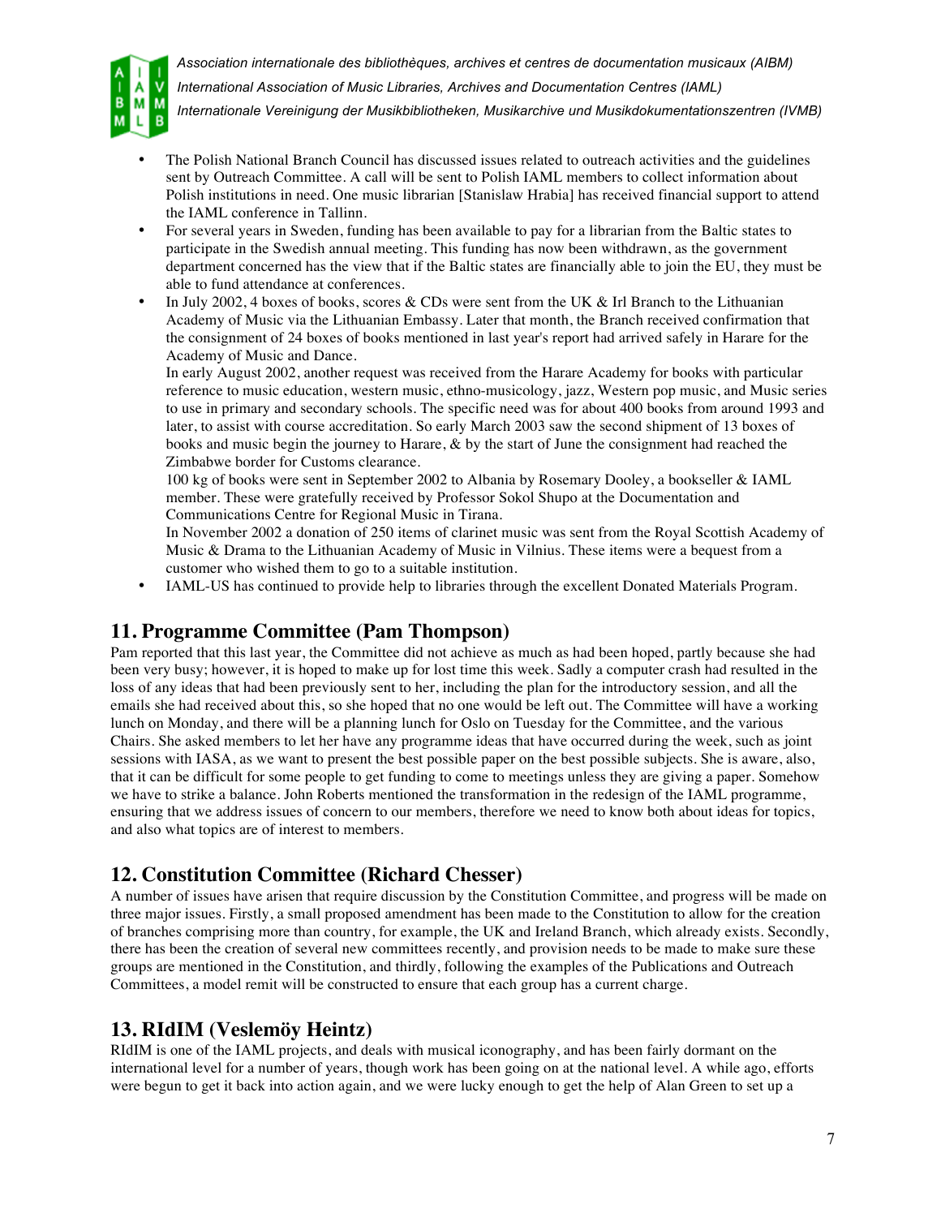- The Polish National Branch Council has discussed issues related to outreach activities and the guidelines sent by Outreach Committee. A call will be sent to Polish IAML members to collect information about Polish institutions in need. One music librarian [Stanislaw Hrabia] has received financial support to attend the IAML conference in Tallinn.
- For several years in Sweden, funding has been available to pay for a librarian from the Baltic states to participate in the Swedish annual meeting. This funding has now been withdrawn, as the government department concerned has the view that if the Baltic states are financially able to join the EU, they must be able to fund attendance at conferences.
- In July 2002, 4 boxes of books, scores & CDs were sent from the UK & Irl Branch to the Lithuanian Academy of Music via the Lithuanian Embassy. Later that month, the Branch received confirmation that the consignment of 24 boxes of books mentioned in last year's report had arrived safely in Harare for the Academy of Music and Dance.

  In early August 2002, another request was received from the Harare Academy for books with particular reference to music education, western music, ethno-musicology, jazz, Western pop music, and Music series to use in primary and secondary schools. The specific need was for about 400 books from around 1993 and later, to assist with course accreditation. So early March 2003 saw the second shipment of 13 boxes of books and music begin the journey to Harare, & by the start of June the consignment had reached the Zimbabwe border for Customs clearance.

  100 kg of books were sent in September 2002 to Albania by Rosemary Dooley, a bookseller & IAML member. These were gratefully received by Professor Sokol Shupo at the Documentation and Communications Centre for Regional Music in Tirana.

  In November 2002 a donation of 250 items of clarinet music was sent from the Royal Scottish Academy of Music & Drama to the Lithuanian Academy of Music in Vilnius. These items were a bequest from a customer who wished them to go to a suitable institution.
- IAML-US has continued to provide help to libraries through the excellent Donated Materials Program.

## 11. Programme Committee (Pam Thompson)

Pam reported that this last year, the Committee did not achieve as much as had been hoped, partly because she had been very busy; however, it is hoped to make up for lost time this week. Sadly a computer crash had resulted in the loss of any ideas that had been previously sent to her, including the plan for the introductory session, and all the emails she had received about this, so she hoped that no one would be left out. The Committee will have a working lunch on Monday, and there will be a planning lunch for Oslo on Tuesday for the Committee, and the various Chairs. She asked members to let her have any programme ideas that have occurred during the week, such as joint sessions with IASA, as we want to present the best possible paper on the best possible subjects. She is aware, also, that it can be difficult for some people to get funding to come to meetings unless they are giving a paper. Somehow we have to strike a balance. John Roberts mentioned the transformation in the redesign of the IAML programme, ensuring that we address issues of concern to our members, therefore we need to know both about ideas for topics, and also what topics are of interest to members.

## 12. Constitution Committee (Richard Chesser)

A number of issues have arisen that require discussion by the Constitution Committee, and progress will be made on three major issues. Firstly, a small proposed amendment has been made to the Constitution to allow for the creation of branches comprising more than country, for example, the UK and Ireland Branch, which already exists. Secondly, there has been the creation of several new committees recently, and provision needs to be made to make sure these groups are mentioned in the Constitution, and thirdly, following the examples of the Publications and Outreach Committees, a model remit will be constructed to ensure that each group has a current charge.

## 13. RIdIM (Veslemöy Heintz)

RIdIM is one of the IAML projects, and deals with musical iconography, and has been fairly dormant on the international level for a number of years, though work has been going on at the national level. A while ago, efforts were begun to get it back into action again, and we were lucky enough to get the help of Alan Green to set up a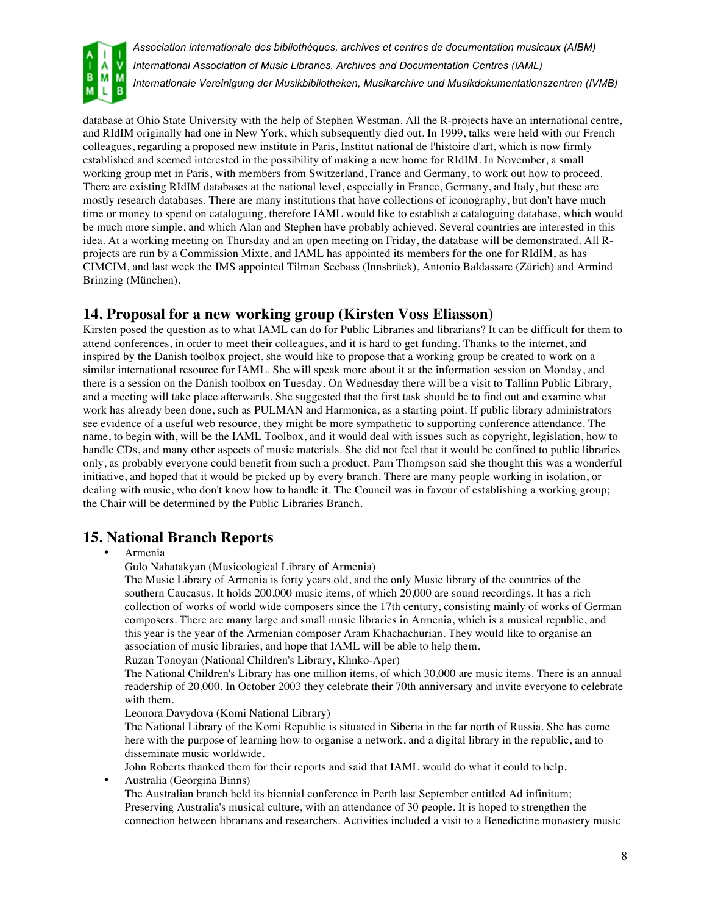database at Ohio State University with the help of Stephen Westman. All the R-projects have an international centre, and RIdIM originally had one in New York, which subsequently died out. In 1999, talks were held with our French colleagues, regarding a proposed new institute in Paris, Institut national de l'histoire d'art, which is now firmly established and seemed interested in the possibility of making a new home for RIdIM. In November, a small working group met in Paris, with members from Switzerland, France and Germany, to work out how to proceed. There are existing RIdIM databases at the national level, especially in France, Germany, and Italy, but these are mostly research databases. There are many institutions that have collections of iconography, but don't have much time or money to spend on cataloguing, therefore IAML would like to establish a cataloguing database, which would be much more simple, and which Alan and Stephen have probably achieved. Several countries are interested in this idea. At a working meeting on Thursday and an open meeting on Friday, the database will be demonstrated. All R-projects are run by a Commission Mixte, and IAML has appointed its members for the one for RIdIM, as has CIMCIM, and last week the IMS appointed Tilman Seebass (Innsbrück), Antonio Baldassare (Zürich) and Armind Brinzing (München).

## 14. Proposal for a new working group (Kirsten Voss Eliasson)

Kirsten posed the question as to what IAML can do for Public Libraries and librarians? It can be difficult for them to attend conferences, in order to meet their colleagues, and it is hard to get funding. Thanks to the internet, and inspired by the Danish toolbox project, she would like to propose that a working group be created to work on a similar international resource for IAML. She will speak more about it at the information session on Monday, and there is a session on the Danish toolbox on Tuesday. On Wednesday there will be a visit to Tallinn Public Library, and a meeting will take place afterwards. She suggested that the first task should be to find out and examine what work has already been done, such as PULMAN and Harmonica, as a starting point. If public library administrators see evidence of a useful web resource, they might be more sympathetic to supporting conference attendance. The name, to begin with, will be the IAML Toolbox, and it would deal with issues such as copyright, legislation, how to handle CDs, and many other aspects of music materials. She did not feel that it would be confined to public libraries only, as probably everyone could benefit from such a product. Pam Thompson said she thought this was a wonderful initiative, and hoped that it would be picked up by every branch. There are many people working in isolation, or dealing with music, who don't know how to handle it. The Council was in favour of establishing a working group; the Chair will be determined by the Public Libraries Branch.

## 15. National Branch Reports

- Armenia

  Gulo Nahatakyan (Musicological Library of Armenia)

  The Music Library of Armenia is forty years old, and the only Music library of the countries of the southern Caucasus. It holds 200,000 music items, of which 20,000 are sound recordings. It has a rich collection of works of world wide composers since the 17th century, consisting mainly of works of German composers. There are many large and small music libraries in Armenia, which is a musical republic, and this year is the year of the Armenian composer Aram Khachachurian. They would like to organise an association of music libraries, and hope that IAML will be able to help them.

  Ruzan Tonoyan (National Children's Library, Khnko-Aper)

  The National Children's Library has one million items, of which 30,000 are music items. There is an annual readership of 20,000. In October 2003 they celebrate their 70th anniversary and invite everyone to celebrate with them.

  Leonora Davydova (Komi National Library)

  The National Library of the Komi Republic is situated in Siberia in the far north of Russia. She has come here with the purpose of learning how to organise a network, and a digital library in the republic, and to disseminate music worldwide.

  John Roberts thanked them for their reports and said that IAML would do what it could to help.

- Australia (Georgina Binns)

  The Australian branch held its biennial conference in Perth last September entitled Ad infinitum; Preserving Australia's musical culture, with an attendance of 30 people. It is hoped to strengthen the connection between librarians and researchers. Activities included a visit to a Benedictine monastery music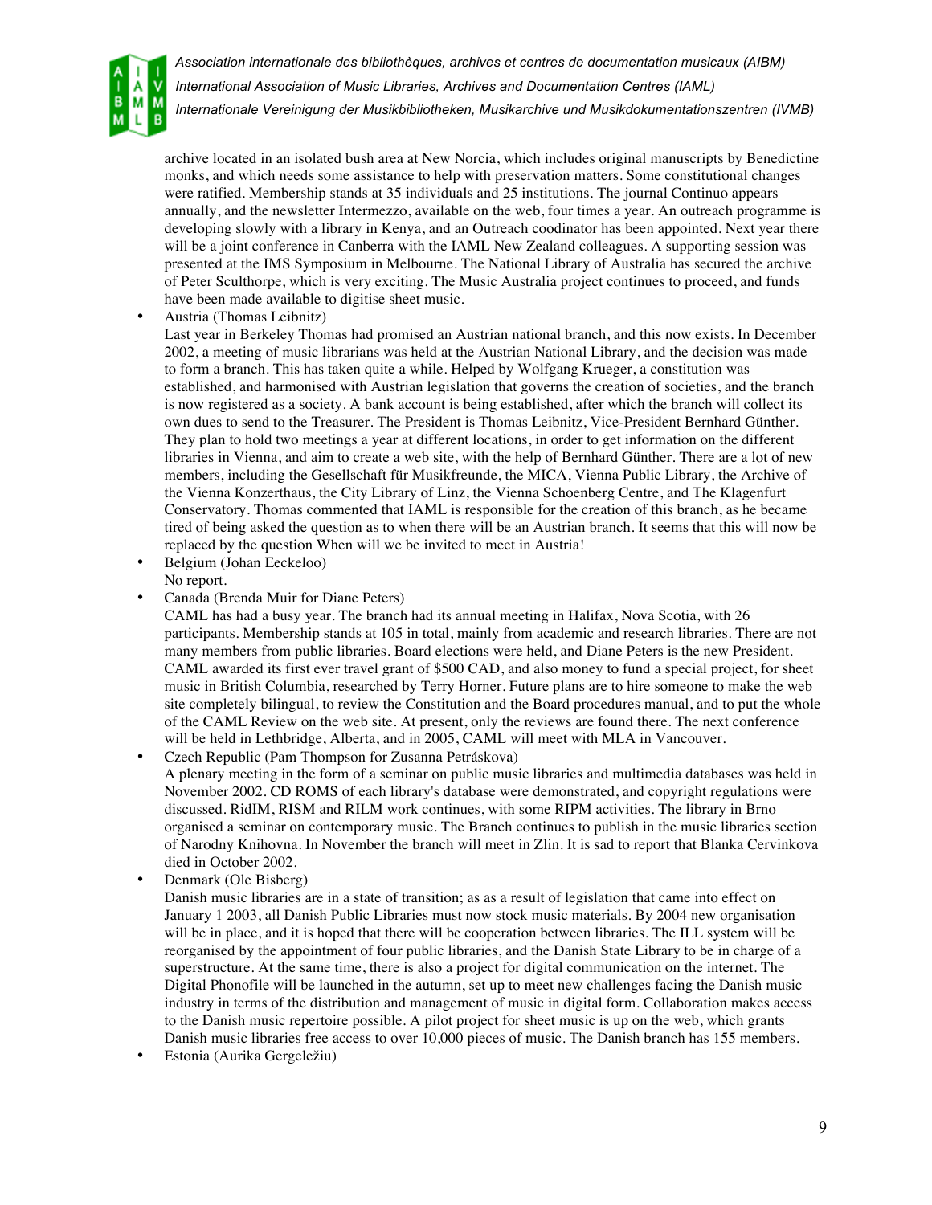archive located in an isolated bush area at New Norcia, which includes original manuscripts by Benedictine monks, and which needs some assistance to help with preservation matters. Some constitutional changes were ratified. Membership stands at 35 individuals and 25 institutions. The journal Continuo appears annually, and the newsletter Intermezzo, available on the web, four times a year. An outreach programme is developing slowly with a library in Kenya, and an Outreach coodinator has been appointed. Next year there will be a joint conference in Canberra with the IAML New Zealand colleagues. A supporting session was presented at the IMS Symposium in Melbourne. The National Library of Australia has secured the archive of Peter Sculthorpe, which is very exciting. The Music Australia project continues to proceed, and funds have been made available to digitise sheet music.

- Austria (Thomas Leibnitz)
  Last year in Berkeley Thomas had promised an Austrian national branch, and this now exists. In December 2002, a meeting of music librarians was held at the Austrian National Library, and the decision was made to form a branch. This has taken quite a while. Helped by Wolfgang Krueger, a constitution was established, and harmonised with Austrian legislation that governs the creation of societies, and the branch is now registered as a society. A bank account is being established, after which the branch will collect its own dues to send to the Treasurer. The President is Thomas Leibnitz, Vice-President Bernhard Günther. They plan to hold two meetings a year at different locations, in order to get information on the different libraries in Vienna, and aim to create a web site, with the help of Bernhard Günther. There are a lot of new members, including the Gesellschaft für Musikfreunde, the MICA, Vienna Public Library, the Archive of the Vienna Konzerthaus, the City Library of Linz, the Vienna Schoenberg Centre, and The Klagenfurt Conservatory. Thomas commented that IAML is responsible for the creation of this branch, as he became tired of being asked the question as to when there will be an Austrian branch. It seems that this will now be replaced by the question When will we be invited to meet in Austria!
- Belgium (Johan Eeckeloo)
  No report.
- Canada (Brenda Muir for Diane Peters)
  CAML has had a busy year. The branch had its annual meeting in Halifax, Nova Scotia, with 26 participants. Membership stands at 105 in total, mainly from academic and research libraries. There are not many members from public libraries. Board elections were held, and Diane Peters is the new President. CAML awarded its first ever travel grant of $500 CAD, and also money to fund a special project, for sheet music in British Columbia, researched by Terry Horner. Future plans are to hire someone to make the web site completely bilingual, to review the Constitution and the Board procedures manual, and to put the whole of the CAML Review on the web site. At present, only the reviews are found there. The next conference will be held in Lethbridge, Alberta, and in 2005, CAML will meet with MLA in Vancouver.
- Czech Republic (Pam Thompson for Zusanna Petráskova)
  A plenary meeting in the form of a seminar on public music libraries and multimedia databases was held in November 2002. CD ROMS of each library's database were demonstrated, and copyright regulations were discussed. RidIM, RISM and RILM work continues, with some RIPM activities. The library in Brno organised a seminar on contemporary music. The Branch continues to publish in the music libraries section of Narodny Knihovna. In November the branch will meet in Zlin. It is sad to report that Blanka Cervinkova died in October 2002.
- Denmark (Ole Bisberg)
  Danish music libraries are in a state of transition; as as a result of legislation that came into effect on January 1 2003, all Danish Public Libraries must now stock music materials. By 2004 new organisation will be in place, and it is hoped that there will be cooperation between libraries. The ILL system will be reorganised by the appointment of four public libraries, and the Danish State Library to be in charge of a superstructure. At the same time, there is also a project for digital communication on the internet. The Digital Phonofile will be launched in the autumn, set up to meet new challenges facing the Danish music industry in terms of the distribution and management of music in digital form. Collaboration makes access to the Danish music repertoire possible. A pilot project for sheet music is up on the web, which grants Danish music libraries free access to over 10,000 pieces of music. The Danish branch has 155 members.
- Estonia (Aurika Gergeležiu)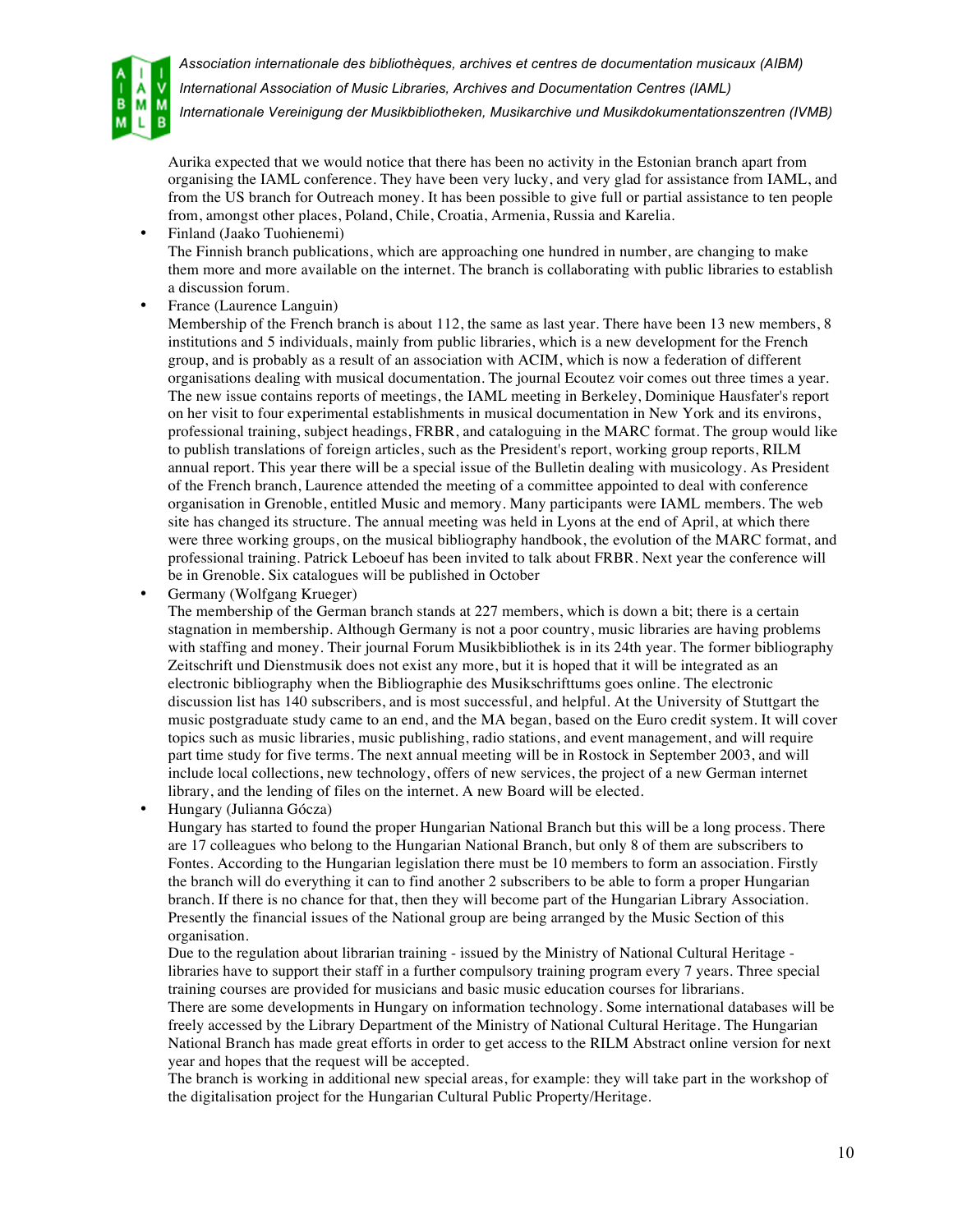Aurika expected that we would notice that there has been no activity in the Estonian branch apart from organising the IAML conference. They have been very lucky, and very glad for assistance from IAML, and from the US branch for Outreach money. It has been possible to give full or partial assistance to ten people from, amongst other places, Poland, Chile, Croatia, Armenia, Russia and Karelia.

- Finland (Jaako Tuohienemi)
  The Finnish branch publications, which are approaching one hundred in number, are changing to make them more and more available on the internet. The branch is collaborating with public libraries to establish a discussion forum.
- France (Laurence Languin)
  Membership of the French branch is about 112, the same as last year. There have been 13 new members, 8 institutions and 5 individuals, mainly from public libraries, which is a new development for the French group, and is probably as a result of an association with ACIM, which is now a federation of different organisations dealing with musical documentation. The journal Ecoutez voir comes out three times a year. The new issue contains reports of meetings, the IAML meeting in Berkeley, Dominique Hausfater's report on her visit to four experimental establishments in musical documentation in New York and its environs, professional training, subject headings, FRBR, and cataloguing in the MARC format. The group would like to publish translations of foreign articles, such as the President's report, working group reports, RILM annual report. This year there will be a special issue of the Bulletin dealing with musicology. As President of the French branch, Laurence attended the meeting of a committee appointed to deal with conference organisation in Grenoble, entitled Music and memory. Many participants were IAML members. The web site has changed its structure. The annual meeting was held in Lyons at the end of April, at which there were three working groups, on the musical bibliography handbook, the evolution of the MARC format, and professional training. Patrick Leboeuf has been invited to talk about FRBR. Next year the conference will be in Grenoble. Six catalogues will be published in October
- Germany (Wolfgang Krueger)
  The membership of the German branch stands at 227 members, which is down a bit; there is a certain stagnation in membership. Although Germany is not a poor country, music libraries are having problems with staffing and money. Their journal Forum Musikbibliothek is in its 24th year. The former bibliography Zeitschrift und Dienstmusik does not exist any more, but it is hoped that it will be integrated as an electronic bibliography when the Bibliographie des Musikschrifttums goes online. The electronic discussion list has 140 subscribers, and is most successful, and helpful. At the University of Stuttgart the music postgraduate study came to an end, and the MA began, based on the Euro credit system. It will cover topics such as music libraries, music publishing, radio stations, and event management, and will require part time study for five terms. The next annual meeting will be in Rostock in September 2003, and will include local collections, new technology, offers of new services, the project of a new German internet library, and the lending of files on the internet. A new Board will be elected.
- Hungary (Julianna Gócza)
  Hungary has started to found the proper Hungarian National Branch but this will be a long process. There are 17 colleagues who belong to the Hungarian National Branch, but only 8 of them are subscribers to Fontes. According to the Hungarian legislation there must be 10 members to form an association. Firstly the branch will do everything it can to find another 2 subscribers to be able to form a proper Hungarian branch. If there is no chance for that, then they will become part of the Hungarian Library Association. Presently the financial issues of the National group are being arranged by the Music Section of this organisation.
  Due to the regulation about librarian training - issued by the Ministry of National Cultural Heritage - libraries have to support their staff in a further compulsory training program every 7 years. Three special training courses are provided for musicians and basic music education courses for librarians.
  There are some developments in Hungary on information technology. Some international databases will be freely accessed by the Library Department of the Ministry of National Cultural Heritage. The Hungarian National Branch has made great efforts in order to get access to the RILM Abstract online version for next year and hopes that the request will be accepted.
  The branch is working in additional new special areas, for example: they will take part in the workshop of the digitalisation project for the Hungarian Cultural Public Property/Heritage.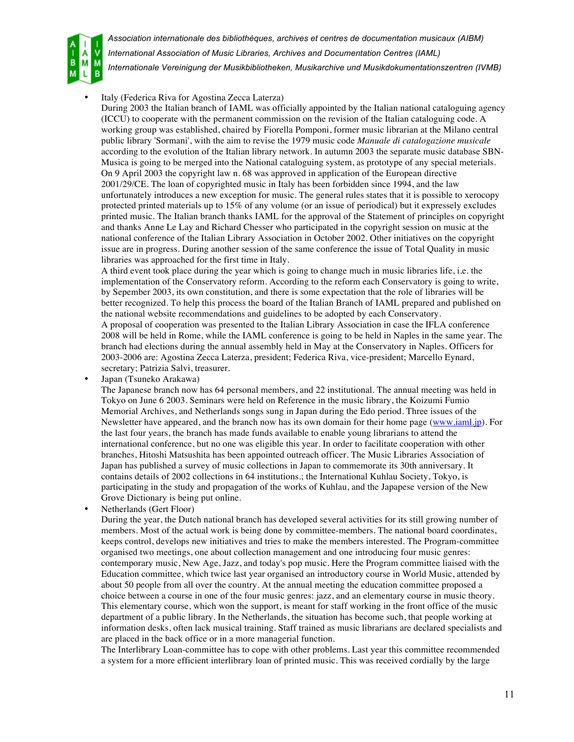- Italy (Federica Riva for Agostina Zecca Laterza)
  During 2003 the Italian branch of IAML was officially appointed by the Italian national cataloguing agency (ICCU) to cooperate with the permanent commission on the revision of the Italian cataloguing code. A working group was established, chaired by Fiorella Pomponi, former music librarian at the Milano central public library 'Sormani', with the aim to revise the 1979 music code *Manuale di catalogazione musicale* according to the evolution of the Italian library network. In autumn 2003 the separate music database SBN-Musica is going to be merged into the National cataloguing system, as prototype of any special meterials. On 9 April 2003 the copyright law n. 68 was approved in application of the European directive 2001/29/CE. The loan of copyrighted music in Italy has been forbidden since 1994, and the law unfortunately introduces a new exception for music. The general rules states that it is possible to xerocopy protected printed materials up to 15% of any volume (or an issue of periodical) but it expresely excludes printed music. The Italian branch thanks IAML for the approval of the Statement of principles on copyright and thanks Anne Le Lay and Richard Chesser who participated in the copyright session on music at the national conference of the Italian Library Association in October 2002. Other initiatives on the copyright issue are in progress. During another session of the same conference the issue of Total Quality in music libraries was approached for the first time in Italy.
  A third event took place during the year which is going to change much in music libraries life, i.e. the implementation of the Conservatory reform. According to the reform each Conservatory is going to write, by Sepember 2003, its own constitution, and there is some expectation that the role of libraries will be better recognized. To help this process the board of the Italian Branch of IAML prepared and published on the national website recommendations and guidelines to be adopted by each Conservatory.
  A proposal of cooperation was presented to the Italian Library Association in case the IFLA conference 2008 will be held in Rome, while the IAML conference is going to be held in Naples in the same year. The branch had elections during the annual assembly held in May at the Conservatory in Naples. Officers for 2003-2006 are: Agostina Zecca Laterza, president; Federica Riva, vice-president; Marcello Eynard, secretary; Patrizia Salvi, treasurer.
- Japan (Tsuneko Arakawa)
  The Japanese branch now has 64 personal members, and 22 institutional. The annual meeting was held in Tokyo on June 6 2003. Seminars were held on Reference in the music library, the Koizumi Fumio Memorial Archives, and Netherlands songs sung in Japan during the Edo period. Three issues of the Newsletter have appeared, and the branch now has its own domain for their home page (www.iaml.jp). For the last four years, the branch has made funds available to enable young librarians to attend the international conference, but no one was eligible this year. In order to facilitate cooperation with other branches, Hitoshi Matsushita has been appointed outreach officer. The Music Libraries Association of Japan has published a survey of music collections in Japan to commemorate its 30th anniversary. It contains details of 2002 collections in 64 institutions.; the International Kuhlau Society, Tokyo, is participating in the study and propagation of the works of Kuhlau, and the Japapese version of the New Grove Dictionary is being put online.
- Netherlands (Gert Floor)
  During the year, the Dutch national branch has developed several activities for its still growing number of members. Most of the actual work is being done by committee-members. The national board coordinates, keeps control, develops new initiatives and tries to make the members interested. The Program-committee organised two meetings, one about collection management and one introducing four music genres: contemporary music, New Age, Jazz, and today's pop music. Here the Program committee liaised with the Education committee, which twice last year organised an introductory course in World Music, attended by about 50 people from all over the country. At the annual meeting the education committee proposed a choice between a course in one of the four music genres: jazz, and an elementary course in music theory. This elementary course, which won the support, is meant for staff working in the front office of the music department of a public library. In the Netherlands, the situation has become such, that people working at information desks, often lack musical training. Staff trained as music librarians are declared specialists and are placed in the back office or in a more managerial function.
  The Interlibrary Loan-committee has to cope with other problems. Last year this committee recommended a system for a more efficient interlibrary loan of printed music. This was received cordially by the large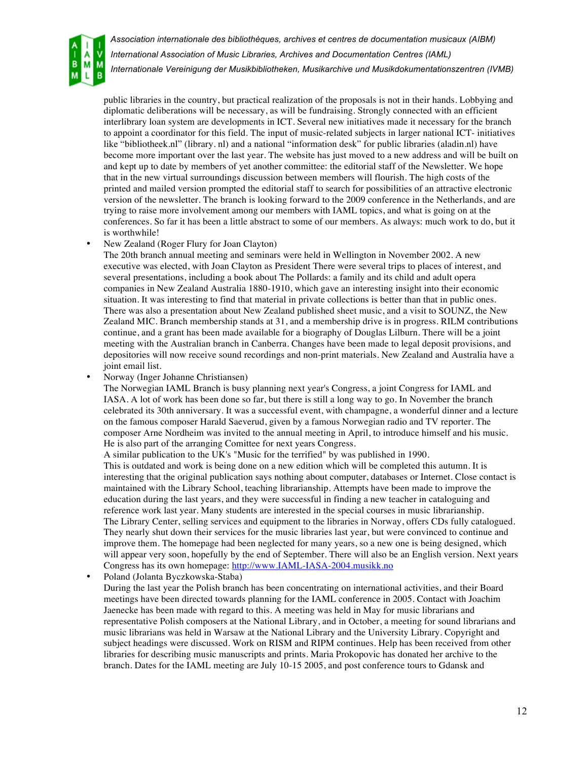public libraries in the country, but practical realization of the proposals is not in their hands. Lobbying and diplomatic deliberations will be necessary, as will be fundraising. Strongly connected with an efficient interlibrary loan system are developments in ICT. Several new initiatives made it necessary for the branch to appoint a coordinator for this field. The input of music-related subjects in larger national ICT- initiatives like "bibliotheek.nl" (library. nl) and a national "information desk" for public libraries (aladin.nl) have become more important over the last year. The website has just moved to a new address and will be built on and kept up to date by members of yet another committee: the editorial staff of the Newsletter. We hope that in the new virtual surroundings discussion between members will flourish. The high costs of the printed and mailed version prompted the editorial staff to search for possibilities of an attractive electronic version of the newsletter. The branch is looking forward to the 2009 conference in the Netherlands, and are trying to raise more involvement among our members with IAML topics, and what is going on at the conferences. So far it has been a little abstract to some of our members. As always: much work to do, but it is worthwhile!

- New Zealand (Roger Flury for Joan Clayton)
  The 20th branch annual meeting and seminars were held in Wellington in November 2002. A new executive was elected, with Joan Clayton as President There were several trips to places of interest, and several presentations, including a book about The Pollards: a family and its child and adult opera companies in New Zealand Australia 1880-1910, which gave an interesting insight into their economic situation. It was interesting to find that material in private collections is better than that in public ones. There was also a presentation about New Zealand published sheet music, and a visit to SOUNZ, the New Zealand MIC. Branch membership stands at 31, and a membership drive is in progress. RILM contributions continue, and a grant has been made available for a biography of Douglas Lilburn. There will be a joint meeting with the Australian branch in Canberra. Changes have been made to legal deposit provisions, and depositories will now receive sound recordings and non-print materials. New Zealand and Australia have a joint email list.
- Norway (Inger Johanne Christiansen)
  The Norwegian IAML Branch is busy planning next year's Congress, a joint Congress for IAML and IASA. A lot of work has been done so far, but there is still a long way to go. In November the branch celebrated its 30th anniversary. It was a successful event, with champagne, a wonderful dinner and a lecture on the famous composer Harald Saeverud, given by a famous Norwegian radio and TV reporter. The composer Arne Nordheim was invited to the annual meeting in April, to introduce himself and his music. He is also part of the arranging Comittee for next years Congress.
  A similar publication to the UK's "Music for the terrified" by was published in 1990.
  This is outdated and work is being done on a new edition which will be completed this autumn. It is interesting that the original publication says nothing about computer, databases or Internet. Close contact is maintained with the Library School, teaching librarianship. Attempts have been made to improve the education during the last years, and they were successful in finding a new teacher in cataloguing and reference work last year. Many students are interested in the special courses in music librarianship.
  The Library Center, selling services and equipment to the libraries in Norway, offers CDs fully catalogued. They nearly shut down their services for the music libraries last year, but were convinced to continue and improve them. The homepage had been neglected for many years, so a new one is being designed, which will appear very soon, hopefully by the end of September. There will also be an English version. Next years Congress has its own homepage: http://www.IAML-IASA-2004.musikk.no
- Poland (Jolanta Byczkowska-Staba)
  During the last year the Polish branch has been concentrating on international activities, and their Board meetings have been directed towards planning for the IAML conference in 2005. Contact with Joachim Jaenecke has been made with regard to this. A meeting was held in May for music librarians and representative Polish composers at the National Library, and in October, a meeting for sound librarians and music librarians was held in Warsaw at the National Library and the University Library. Copyright and subject headings were discussed. Work on RISM and RIPM continues. Help has been received from other libraries for describing music manuscripts and prints. Maria Prokopovic has donated her archive to the branch. Dates for the IAML meeting are July 10-15 2005, and post conference tours to Gdansk and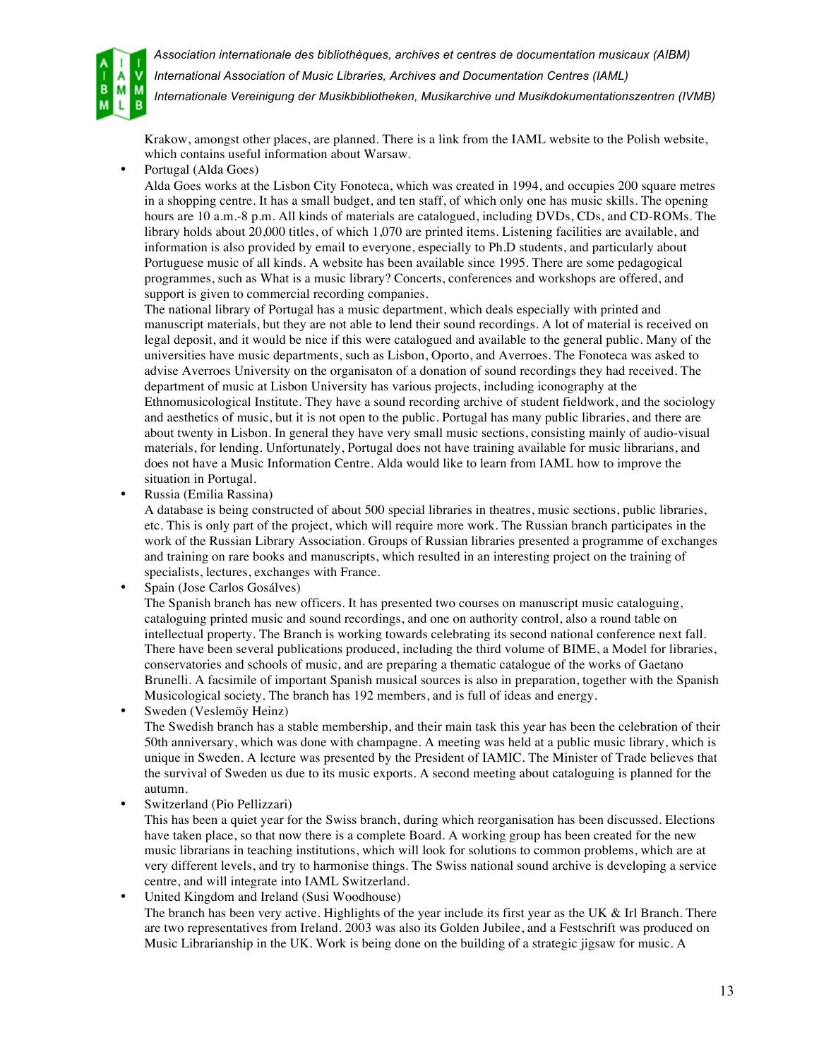Krakow, amongst other places, are planned. There is a link from the IAML website to the Polish website, which contains useful information about Warsaw.

- Portugal (Alda Goes)
  Alda Goes works at the Lisbon City Fonoteca, which was created in 1994, and occupies 200 square metres in a shopping centre. It has a small budget, and ten staff, of which only one has music skills. The opening hours are 10 a.m.-8 p.m. All kinds of materials are catalogued, including DVDs, CDs, and CD-ROMs. The library holds about 20,000 titles, of which 1,070 are printed items. Listening facilities are available, and information is also provided by email to everyone, especially to Ph.D students, and particularly about Portuguese music of all kinds. A website has been available since 1995. There are some pedagogical programmes, such as What is a music library? Concerts, conferences and workshops are offered, and support is given to commercial recording companies.
  The national library of Portugal has a music department, which deals especially with printed and manuscript materials, but they are not able to lend their sound recordings. A lot of material is received on legal deposit, and it would be nice if this were catalogued and available to the general public. Many of the universities have music departments, such as Lisbon, Oporto, and Averroes. The Fonoteca was asked to advise Averroes University on the organisaton of a donation of sound recordings they had received. The department of music at Lisbon University has various projects, including iconography at the Ethnomusicological Institute. They have a sound recording archive of student fieldwork, and the sociology and aesthetics of music, but it is not open to the public. Portugal has many public libraries, and there are about twenty in Lisbon. In general they have very small music sections, consisting mainly of audio-visual materials, for lending. Unfortunately, Portugal does not have training available for music librarians, and does not have a Music Information Centre. Alda would like to learn from IAML how to improve the situation in Portugal.
- Russia (Emilia Rassina)
  A database is being constructed of about 500 special libraries in theatres, music sections, public libraries, etc. This is only part of the project, which will require more work. The Russian branch participates in the work of the Russian Library Association. Groups of Russian libraries presented a programme of exchanges and training on rare books and manuscripts, which resulted in an interesting project on the training of specialists, lectures, exchanges with France.
- Spain (Jose Carlos Gosálves)
  The Spanish branch has new officers. It has presented two courses on manuscript music cataloguing, cataloguing printed music and sound recordings, and one on authority control, also a round table on intellectual property. The Branch is working towards celebrating its second national conference next fall. There have been several publications produced, including the third volume of BIME, a Model for libraries, conservatories and schools of music, and are preparing a thematic catalogue of the works of Gaetano Brunelli. A facsimile of important Spanish musical sources is also in preparation, together with the Spanish Musicological society. The branch has 192 members, and is full of ideas and energy.
- Sweden (Veslemöy Heinz)
  The Swedish branch has a stable membership, and their main task this year has been the celebration of their 50th anniversary, which was done with champagne. A meeting was held at a public music library, which is unique in Sweden. A lecture was presented by the President of IAMIC. The Minister of Trade believes that the survival of Sweden us due to its music exports. A second meeting about cataloguing is planned for the autumn.
- Switzerland (Pio Pellizzari)
  This has been a quiet year for the Swiss branch, during which reorganisation has been discussed. Elections have taken place, so that now there is a complete Board. A working group has been created for the new music librarians in teaching institutions, which will look for solutions to common problems, which are at very different levels, and try to harmonise things. The Swiss national sound archive is developing a service centre, and will integrate into IAML Switzerland.
- United Kingdom and Ireland (Susi Woodhouse)
  The branch has been very active. Highlights of the year include its first year as the UK & Irl Branch. There are two representatives from Ireland. 2003 was also its Golden Jubilee, and a Festschrift was produced on Music Librarianship in the UK. Work is being done on the building of a strategic jigsaw for music. A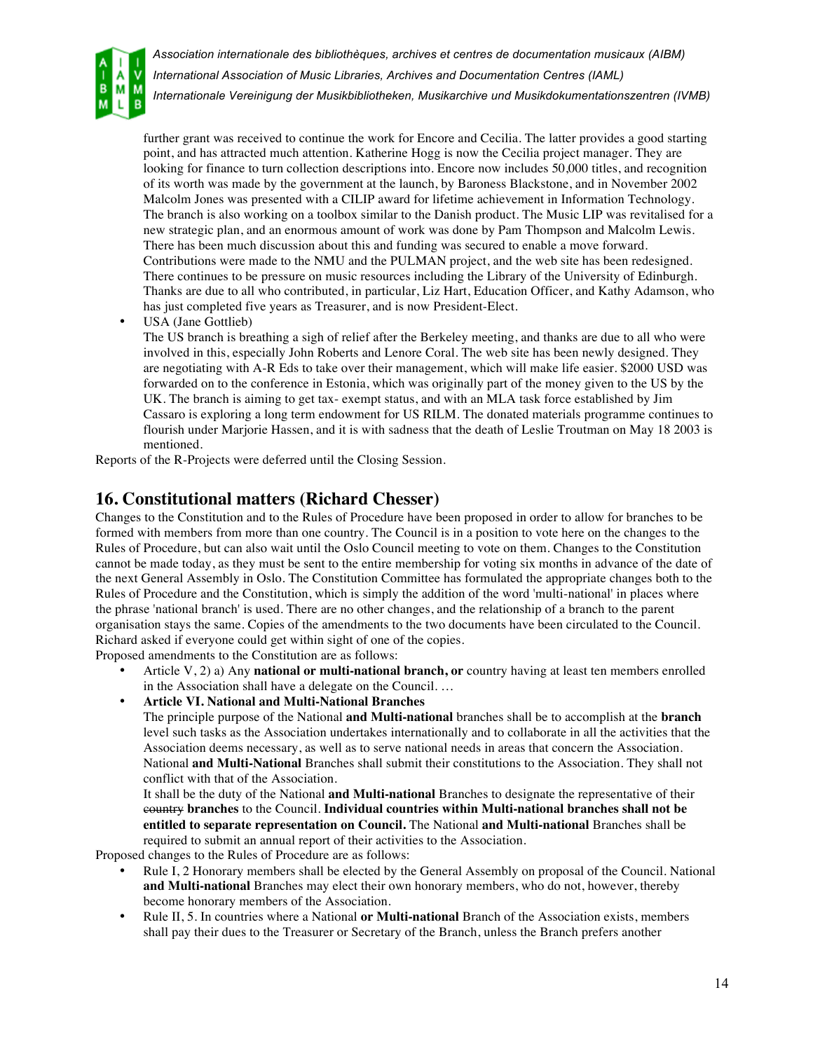further grant was received to continue the work for Encore and Cecilia. The latter provides a good starting point, and has attracted much attention. Katherine Hogg is now the Cecilia project manager. They are looking for finance to turn collection descriptions into. Encore now includes 50,000 titles, and recognition of its worth was made by the government at the launch, by Baroness Blackstone, and in November 2002 Malcolm Jones was presented with a CILIP award for lifetime achievement in Information Technology. The branch is also working on a toolbox similar to the Danish product. The Music LIP was revitalised for a new strategic plan, and an enormous amount of work was done by Pam Thompson and Malcolm Lewis. There has been much discussion about this and funding was secured to enable a move forward. Contributions were made to the NMU and the PULMAN project, and the web site has been redesigned. There continues to be pressure on music resources including the Library of the University of Edinburgh. Thanks are due to all who contributed, in particular, Liz Hart, Education Officer, and Kathy Adamson, who has just completed five years as Treasurer, and is now President-Elect.

- USA (Jane Gottlieb)
  The US branch is breathing a sigh of relief after the Berkeley meeting, and thanks are due to all who were involved in this, especially John Roberts and Lenore Coral. The web site has been newly designed. They are negotiating with A-R Eds to take over their management, which will make life easier. $2000 USD was forwarded on to the conference in Estonia, which was originally part of the money given to the US by the UK. The branch is aiming to get tax- exempt status, and with an MLA task force established by Jim Cassaro is exploring a long term endowment for US RILM. The donated materials programme continues to flourish under Marjorie Hassen, and it is with sadness that the death of Leslie Troutman on May 18 2003 is mentioned.

Reports of the R-Projects were deferred until the Closing Session.

## 16. Constitutional matters (Richard Chesser)

Changes to the Constitution and to the Rules of Procedure have been proposed in order to allow for branches to be formed with members from more than one country. The Council is in a position to vote here on the changes to the Rules of Procedure, but can also wait until the Oslo Council meeting to vote on them. Changes to the Constitution cannot be made today, as they must be sent to the entire membership for voting six months in advance of the date of the next General Assembly in Oslo. The Constitution Committee has formulated the appropriate changes both to the Rules of Procedure and the Constitution, which is simply the addition of the word 'multi-national' in places where the phrase 'national branch' is used. There are no other changes, and the relationship of a branch to the parent organisation stays the same. Copies of the amendments to the two documents have been circulated to the Council. Richard asked if everyone could get within sight of one of the copies.

Proposed amendments to the Constitution are as follows:

- Article V, 2) a) Any **national or multi-national branch, or** country having at least ten members enrolled in the Association shall have a delegate on the Council. …
- **Article VI. National and Multi-National Branches**
  The principle purpose of the National **and Multi-national** branches shall be to accomplish at the **branch** level such tasks as the Association undertakes internationally and to collaborate in all the activities that the Association deems necessary, as well as to serve national needs in areas that concern the Association. National **and Multi-National** Branches shall submit their constitutions to the Association. They shall not conflict with that of the Association.
  It shall be the duty of the National **and Multi-national** Branches to designate the representative of their ~~country~~ **branches** to the Council. **Individual countries within Multi-national branches shall not be entitled to separate representation on Council.** The National **and Multi-national** Branches shall be required to submit an annual report of their activities to the Association.

Proposed changes to the Rules of Procedure are as follows:

- Rule I, 2 Honorary members shall be elected by the General Assembly on proposal of the Council. National **and Multi-national** Branches may elect their own honorary members, who do not, however, thereby become honorary members of the Association.
- Rule II, 5. In countries where a National **or Multi-national** Branch of the Association exists, members shall pay their dues to the Treasurer or Secretary of the Branch, unless the Branch prefers another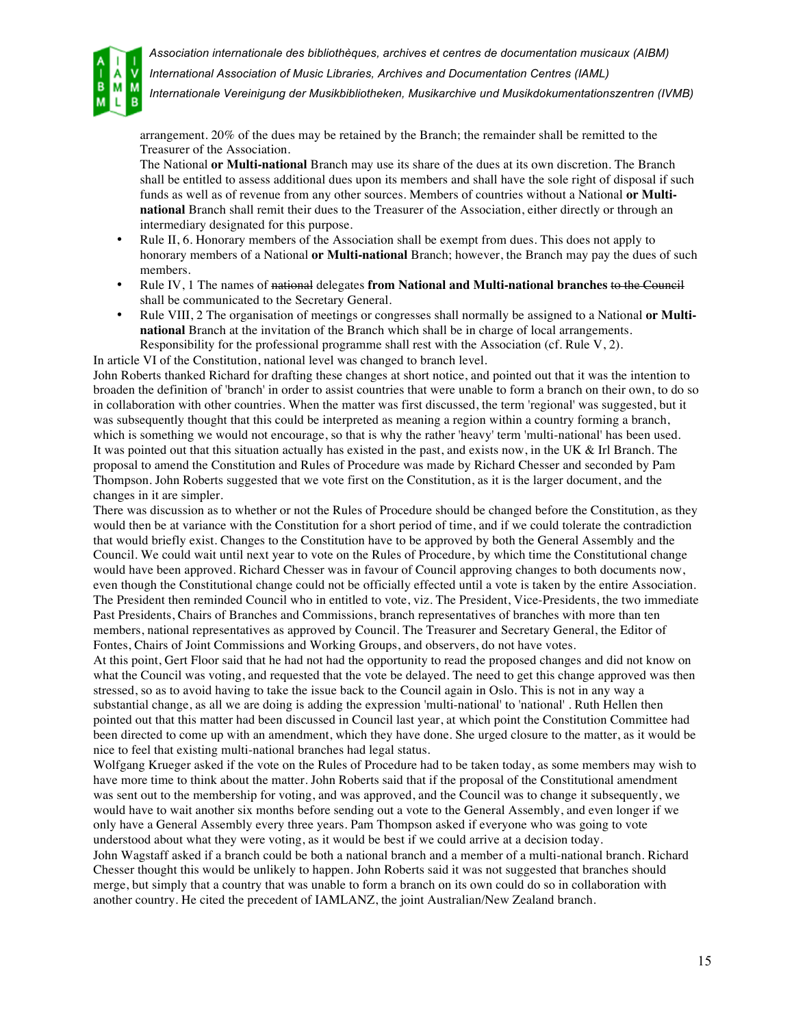arrangement. 20% of the dues may be retained by the Branch; the remainder shall be remitted to the Treasurer of the Association.
The National **or Multi-national** Branch may use its share of the dues at its own discretion. The Branch shall be entitled to assess additional dues upon its members and shall have the sole right of disposal if such funds as well as of revenue from any other sources. Members of countries without a National **or Multi-national** Branch shall remit their dues to the Treasurer of the Association, either directly or through an intermediary designated for this purpose.

- Rule II, 6. Honorary members of the Association shall be exempt from dues. This does not apply to honorary members of a National **or Multi-national** Branch; however, the Branch may pay the dues of such members.
- Rule IV, 1 The names of ~~national~~ delegates **from National and Multi-national branches** ~~to the Council~~ shall be communicated to the Secretary General.
- Rule VIII, 2 The organisation of meetings or congresses shall normally be assigned to a National **or Multi-national** Branch at the invitation of the Branch which shall be in charge of local arrangements. Responsibility for the professional programme shall rest with the Association (cf. Rule V, 2).

In article VI of the Constitution, national level was changed to branch level.

John Roberts thanked Richard for drafting these changes at short notice, and pointed out that it was the intention to broaden the definition of 'branch' in order to assist countries that were unable to form a branch on their own, to do so in collaboration with other countries. When the matter was first discussed, the term 'regional' was suggested, but it was subsequently thought that this could be interpreted as meaning a region within a country forming a branch, which is something we would not encourage, so that is why the rather 'heavy' term 'multi-national' has been used. It was pointed out that this situation actually has existed in the past, and exists now, in the UK & Irl Branch. The proposal to amend the Constitution and Rules of Procedure was made by Richard Chesser and seconded by Pam Thompson. John Roberts suggested that we vote first on the Constitution, as it is the larger document, and the changes in it are simpler.

There was discussion as to whether or not the Rules of Procedure should be changed before the Constitution, as they would then be at variance with the Constitution for a short period of time, and if we could tolerate the contradiction that would briefly exist. Changes to the Constitution have to be approved by both the General Assembly and the Council. We could wait until next year to vote on the Rules of Procedure, by which time the Constitutional change would have been approved. Richard Chesser was in favour of Council approving changes to both documents now, even though the Constitutional change could not be officially effected until a vote is taken by the entire Association. The President then reminded Council who in entitled to vote, viz. The President, Vice-Presidents, the two immediate Past Presidents, Chairs of Branches and Commissions, branch representatives of branches with more than ten members, national representatives as approved by Council. The Treasurer and Secretary General, the Editor of Fontes, Chairs of Joint Commissions and Working Groups, and observers, do not have votes.

At this point, Gert Floor said that he had not had the opportunity to read the proposed changes and did not know on what the Council was voting, and requested that the vote be delayed. The need to get this change approved was then stressed, so as to avoid having to take the issue back to the Council again in Oslo. This is not in any way a substantial change, as all we are doing is adding the expression 'multi-national' to 'national' . Ruth Hellen then pointed out that this matter had been discussed in Council last year, at which point the Constitution Committee had been directed to come up with an amendment, which they have done. She urged closure to the matter, as it would be nice to feel that existing multi-national branches had legal status.

Wolfgang Krueger asked if the vote on the Rules of Procedure had to be taken today, as some members may wish to have more time to think about the matter. John Roberts said that if the proposal of the Constitutional amendment was sent out to the membership for voting, and was approved, and the Council was to change it subsequently, we would have to wait another six months before sending out a vote to the General Assembly, and even longer if we only have a General Assembly every three years. Pam Thompson asked if everyone who was going to vote understood about what they were voting, as it would be best if we could arrive at a decision today.

John Wagstaff asked if a branch could be both a national branch and a member of a multi-national branch. Richard Chesser thought this would be unlikely to happen. John Roberts said it was not suggested that branches should merge, but simply that a country that was unable to form a branch on its own could do so in collaboration with another country. He cited the precedent of IAMLANZ, the joint Australian/New Zealand branch.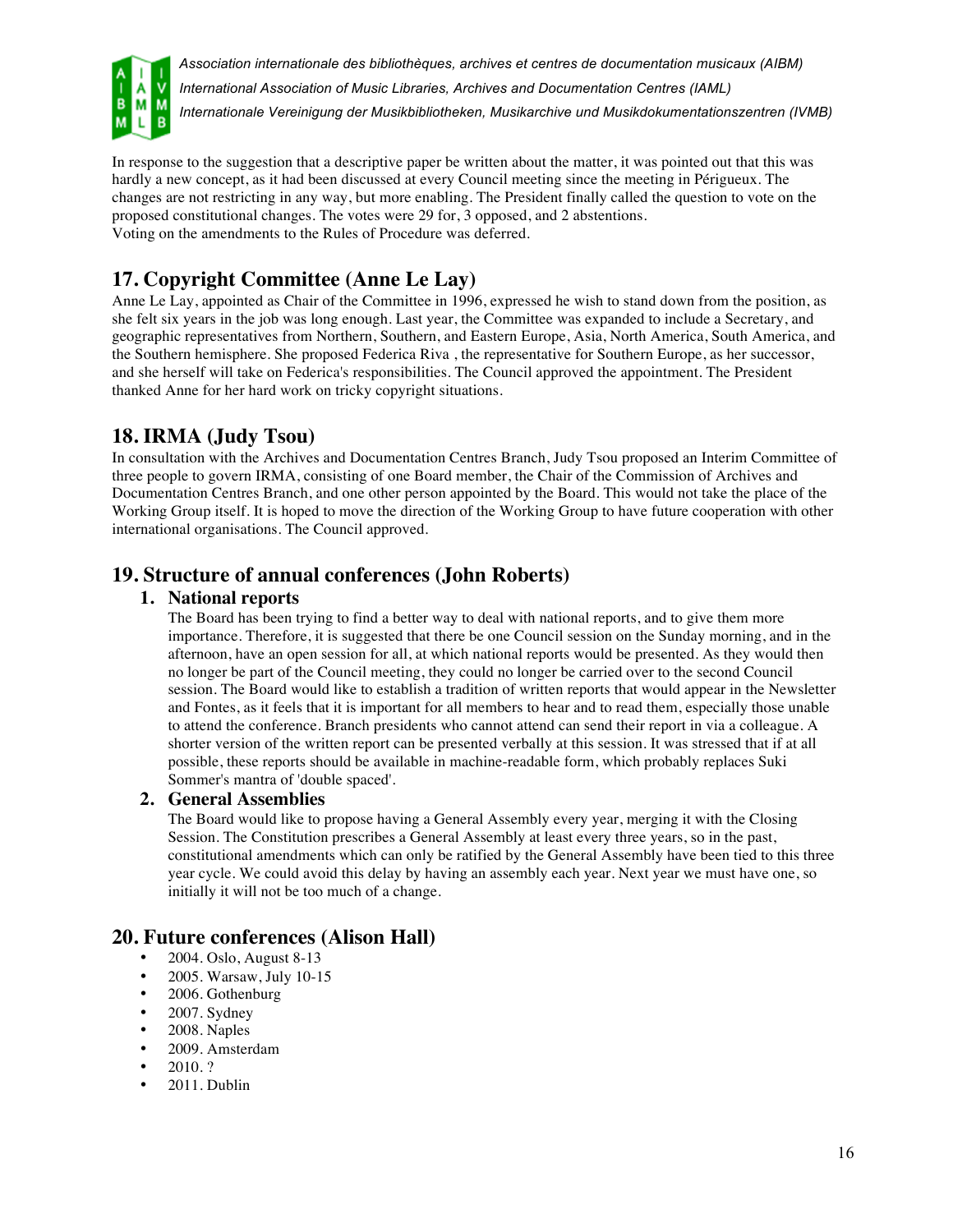In response to the suggestion that a descriptive paper be written about the matter, it was pointed out that this was hardly a new concept, as it had been discussed at every Council meeting since the meeting in Périgueux. The changes are not restricting in any way, but more enabling. The President finally called the question to vote on the proposed constitutional changes. The votes were 29 for, 3 opposed, and 2 abstentions.
Voting on the amendments to the Rules of Procedure was deferred.

## 17. Copyright Committee (Anne Le Lay)

Anne Le Lay, appointed as Chair of the Committee in 1996, expressed he wish to stand down from the position, as she felt six years in the job was long enough. Last year, the Committee was expanded to include a Secretary, and geographic representatives from Northern, Southern, and Eastern Europe, Asia, North America, South America, and the Southern hemisphere. She proposed Federica Riva , the representative for Southern Europe, as her successor, and she herself will take on Federica's responsibilities. The Council approved the appointment. The President thanked Anne for her hard work on tricky copyright situations.

## 18. IRMA (Judy Tsou)

In consultation with the Archives and Documentation Centres Branch, Judy Tsou proposed an Interim Committee of three people to govern IRMA, consisting of one Board member, the Chair of the Commission of Archives and Documentation Centres Branch, and one other person appointed by the Board. This would not take the place of the Working Group itself. It is hoped to move the direction of the Working Group to have future cooperation with other international organisations. The Council approved.

## 19. Structure of annual conferences (John Roberts)

### 1. National reports

The Board has been trying to find a better way to deal with national reports, and to give them more importance. Therefore, it is suggested that there be one Council session on the Sunday morning, and in the afternoon, have an open session for all, at which national reports would be presented. As they would then no longer be part of the Council meeting, they could no longer be carried over to the second Council session. The Board would like to establish a tradition of written reports that would appear in the Newsletter and Fontes, as it feels that it is important for all members to hear and to read them, especially those unable to attend the conference. Branch presidents who cannot attend can send their report in via a colleague. A shorter version of the written report can be presented verbally at this session. It was stressed that if at all possible, these reports should be available in machine-readable form, which probably replaces Suki Sommer's mantra of 'double spaced'.

### 2. General Assemblies

The Board would like to propose having a General Assembly every year, merging it with the Closing Session. The Constitution prescribes a General Assembly at least every three years, so in the past, constitutional amendments which can only be ratified by the General Assembly have been tied to this three year cycle. We could avoid this delay by having an assembly each year. Next year we must have one, so initially it will not be too much of a change.

## 20. Future conferences (Alison Hall)

- 2004. Oslo, August 8-13
- 2005. Warsaw, July 10-15
- 2006. Gothenburg
- 2007. Sydney
- 2008. Naples
- 2009. Amsterdam
- 2010. ?
- 2011. Dublin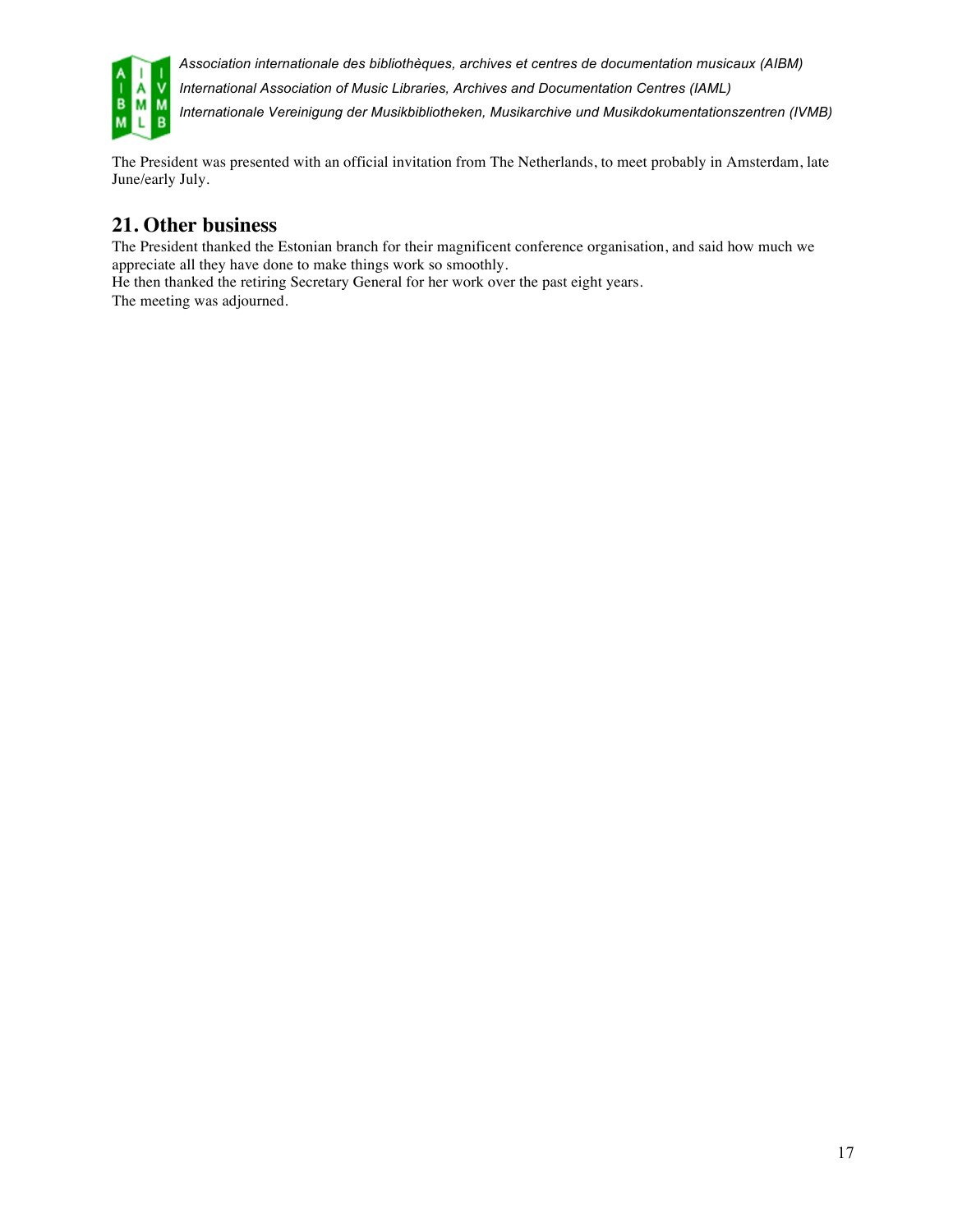The President was presented with an official invitation from The Netherlands, to meet probably in Amsterdam, late June/early July.

## 21. Other business

The President thanked the Estonian branch for their magnificent conference organisation, and said how much we appreciate all they have done to make things work so smoothly.
He then thanked the retiring Secretary General for her work over the past eight years.
The meeting was adjourned.